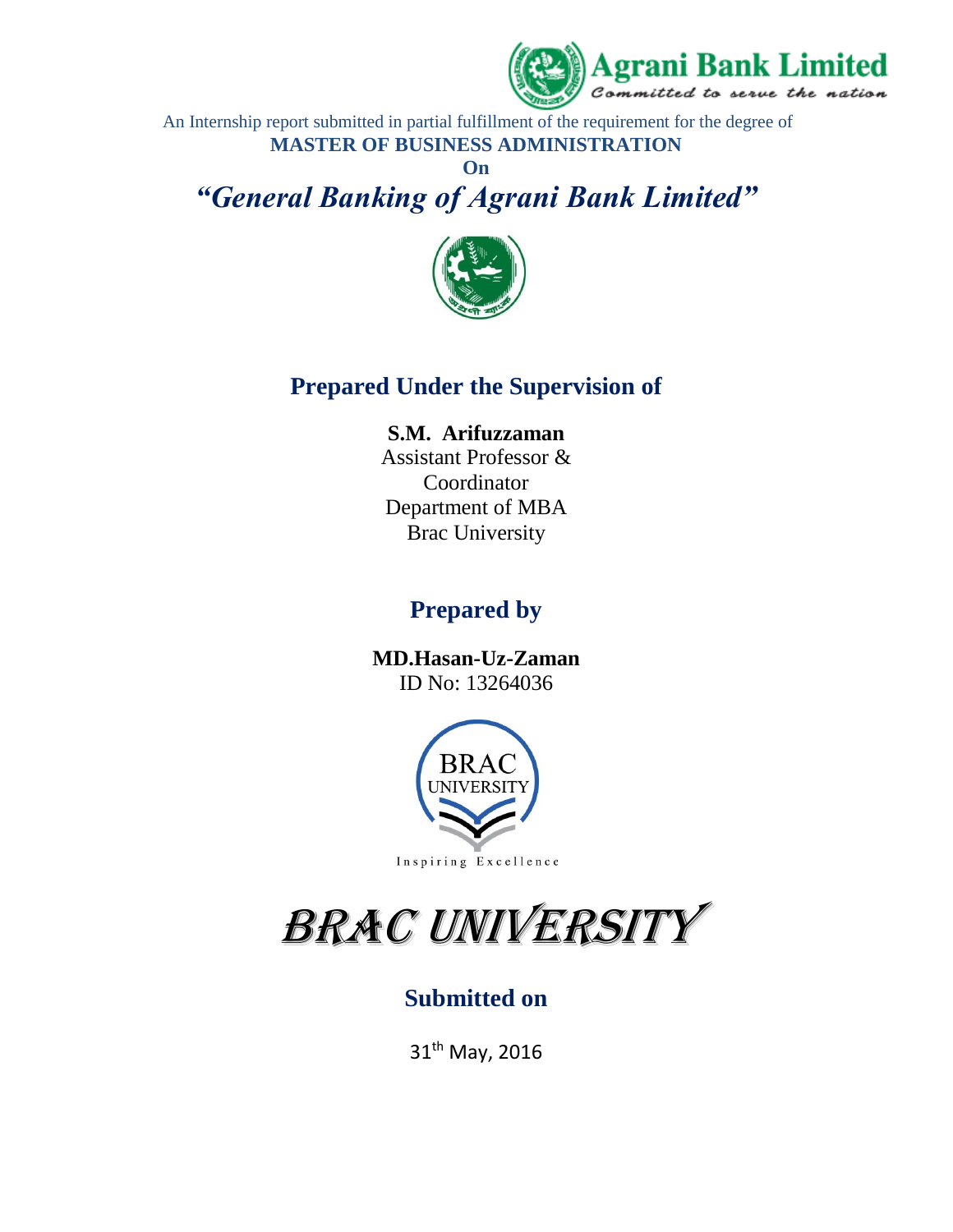Agrani Bank Limited

*Committed to serve the nation*

An Internship report submitted in partial fulfillment of the requirement for the degree of

**MASTER OF BUSINESS ADMINISTRATION**

**On**

# *"General Banking of Agrani Bank Limited"*

## Prepared Under the Supervision of

**S.M. Arifuzzaman**
Assistant Professor &
Coordinator
Department of MBA
Brac University

## Prepared by

**MD.Hasan-Uz-Zaman**
ID No: 13264036

BRAC UNIVERSITY

Inspiring Excellence

# BRAC UNIVERSITY

## Submitted on

31th May, 2016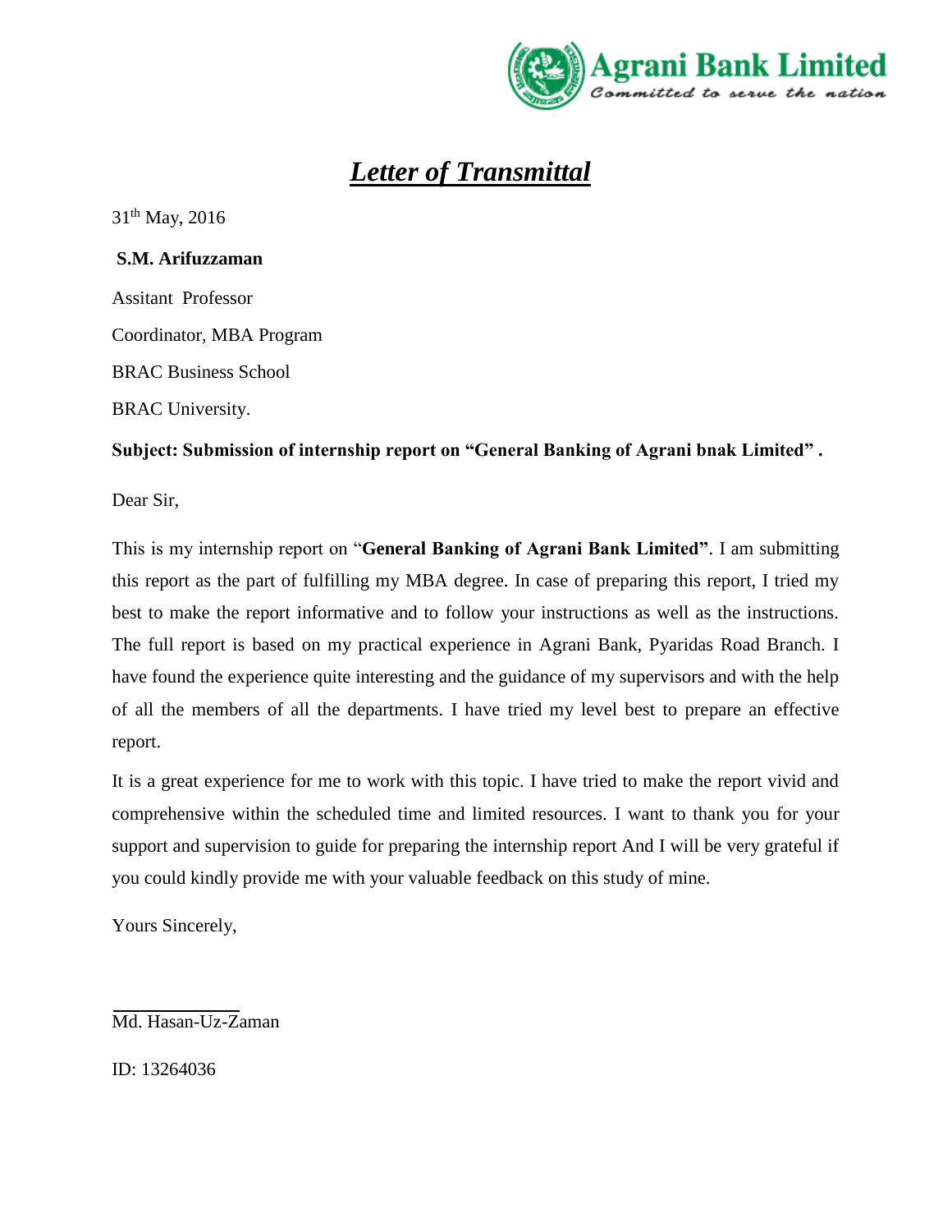Agrani Bank Limited
*Committed to serve the nation*

# ***Letter of Transmittal***

31th May, 2016

**S.M. Arifuzzaman**

Assitant Professor

Coordinator, MBA Program

BRAC Business School

BRAC University.

**Subject: Submission of internship report on "General Banking of Agrani bnak Limited" .**

Dear Sir,

This is my internship report on "**General Banking of Agrani Bank Limited"**. I am submitting this report as the part of fulfilling my MBA degree. In case of preparing this report, I tried my best to make the report informative and to follow your instructions as well as the instructions. The full report is based on my practical experience in Agrani Bank, Pyaridas Road Branch. I have found the experience quite interesting and the guidance of my supervisors and with the help of all the members of all the departments. I have tried my level best to prepare an effective report.

It is a great experience for me to work with this topic. I have tried to make the report vivid and comprehensive within the scheduled time and limited resources. I want to thank you for your support and supervision to guide for preparing the internship report And I will be very grateful if you could kindly provide me with your valuable feedback on this study of mine.

Yours Sincerely,

Md. Hasan-Uz-Zaman

ID: 13264036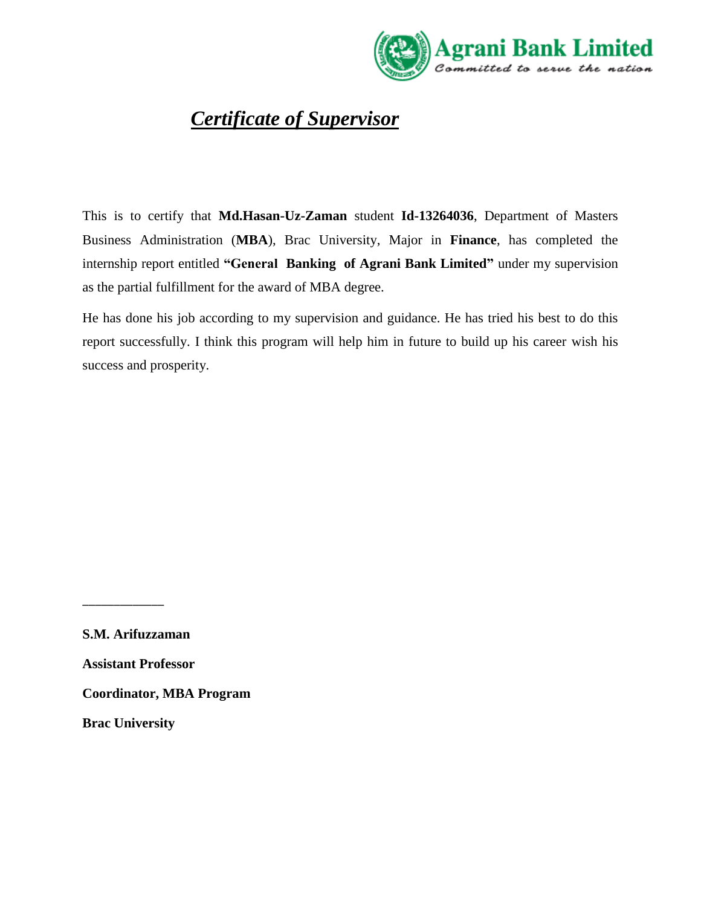Agrani Bank Limited

*Committed to serve the nation*

# ***Certificate of Supervisor***

This is to certify that **Md.Hasan-Uz-Zaman** student **Id-13264036**, Department of Masters Business Administration (**MBA**), Brac University, Major in **Finance**, has completed the internship report entitled **"General Banking of Agrani Bank Limited"** under my supervision as the partial fulfillment for the award of MBA degree.

He has done his job according to my supervision and guidance. He has tried his best to do this report successfully. I think this program will help him in future to build up his career wish his success and prosperity.

___________

**S.M. Arifuzzaman**

**Assistant Professor**

**Coordinator, MBA Program**

**Brac University**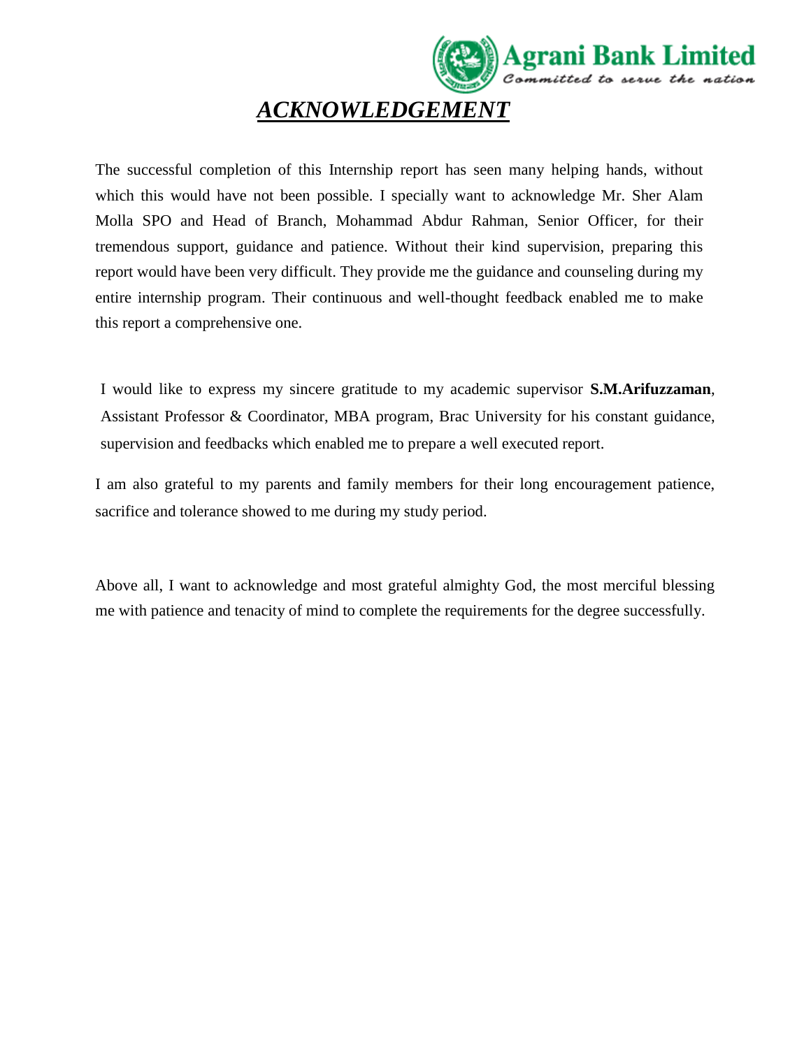# ***ACKNOWLEDGEMENT***

The successful completion of this Internship report has seen many helping hands, without which this would have not been possible. I specially want to acknowledge Mr. Sher Alam Molla SPO and Head of Branch, Mohammad Abdur Rahman, Senior Officer, for their tremendous support, guidance and patience. Without their kind supervision, preparing this report would have been very difficult. They provide me the guidance and counseling during my entire internship program. Their continuous and well-thought feedback enabled me to make this report a comprehensive one.

I would like to express my sincere gratitude to my academic supervisor **S.M.Arifuzzaman**, Assistant Professor & Coordinator, MBA program, Brac University for his constant guidance, supervision and feedbacks which enabled me to prepare a well executed report.

I am also grateful to my parents and family members for their long encouragement patience, sacrifice and tolerance showed to me during my study period.

Above all, I want to acknowledge and most grateful almighty God, the most merciful blessing me with patience and tenacity of mind to complete the requirements for the degree successfully.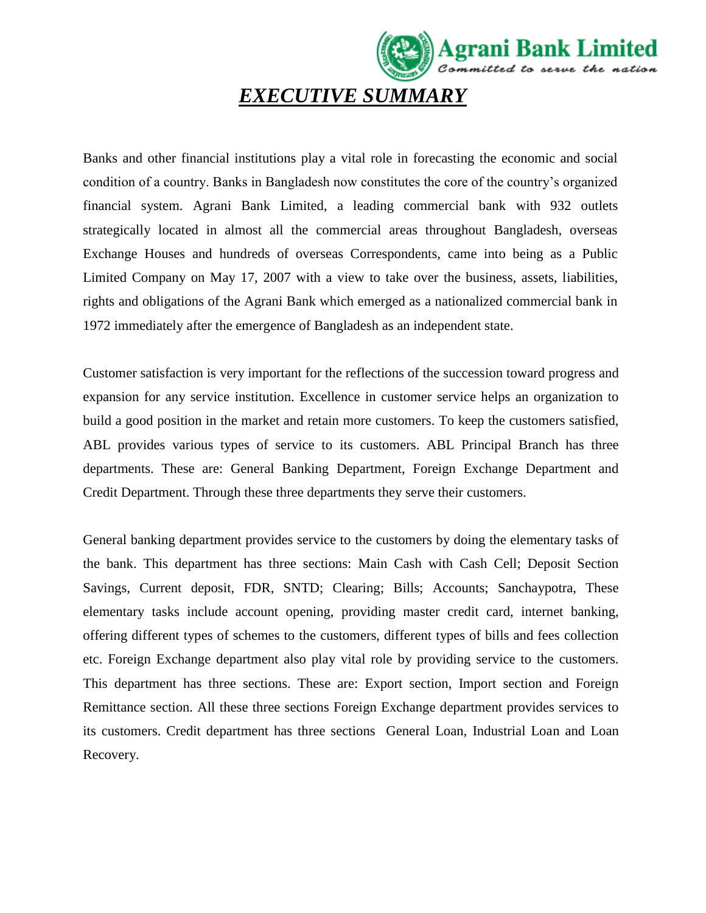# ***EXECUTIVE SUMMARY***

Banks and other financial institutions play a vital role in forecasting the economic and social condition of a country. Banks in Bangladesh now constitutes the core of the country's organized financial system. Agrani Bank Limited, a leading commercial bank with 932 outlets strategically located in almost all the commercial areas throughout Bangladesh, overseas Exchange Houses and hundreds of overseas Correspondents, came into being as a Public Limited Company on May 17, 2007 with a view to take over the business, assets, liabilities, rights and obligations of the Agrani Bank which emerged as a nationalized commercial bank in 1972 immediately after the emergence of Bangladesh as an independent state.

Customer satisfaction is very important for the reflections of the succession toward progress and expansion for any service institution. Excellence in customer service helps an organization to build a good position in the market and retain more customers. To keep the customers satisfied, ABL provides various types of service to its customers. ABL Principal Branch has three departments. These are: General Banking Department, Foreign Exchange Department and Credit Department. Through these three departments they serve their customers.

General banking department provides service to the customers by doing the elementary tasks of the bank. This department has three sections: Main Cash with Cash Cell; Deposit Section Savings, Current deposit, FDR, SNTD; Clearing; Bills; Accounts; Sanchaypotra, These elementary tasks include account opening, providing master credit card, internet banking, offering different types of schemes to the customers, different types of bills and fees collection etc. Foreign Exchange department also play vital role by providing service to the customers. This department has three sections. These are: Export section, Import section and Foreign Remittance section. All these three sections Foreign Exchange department provides services to its customers. Credit department has three sections General Loan, Industrial Loan and Loan Recovery.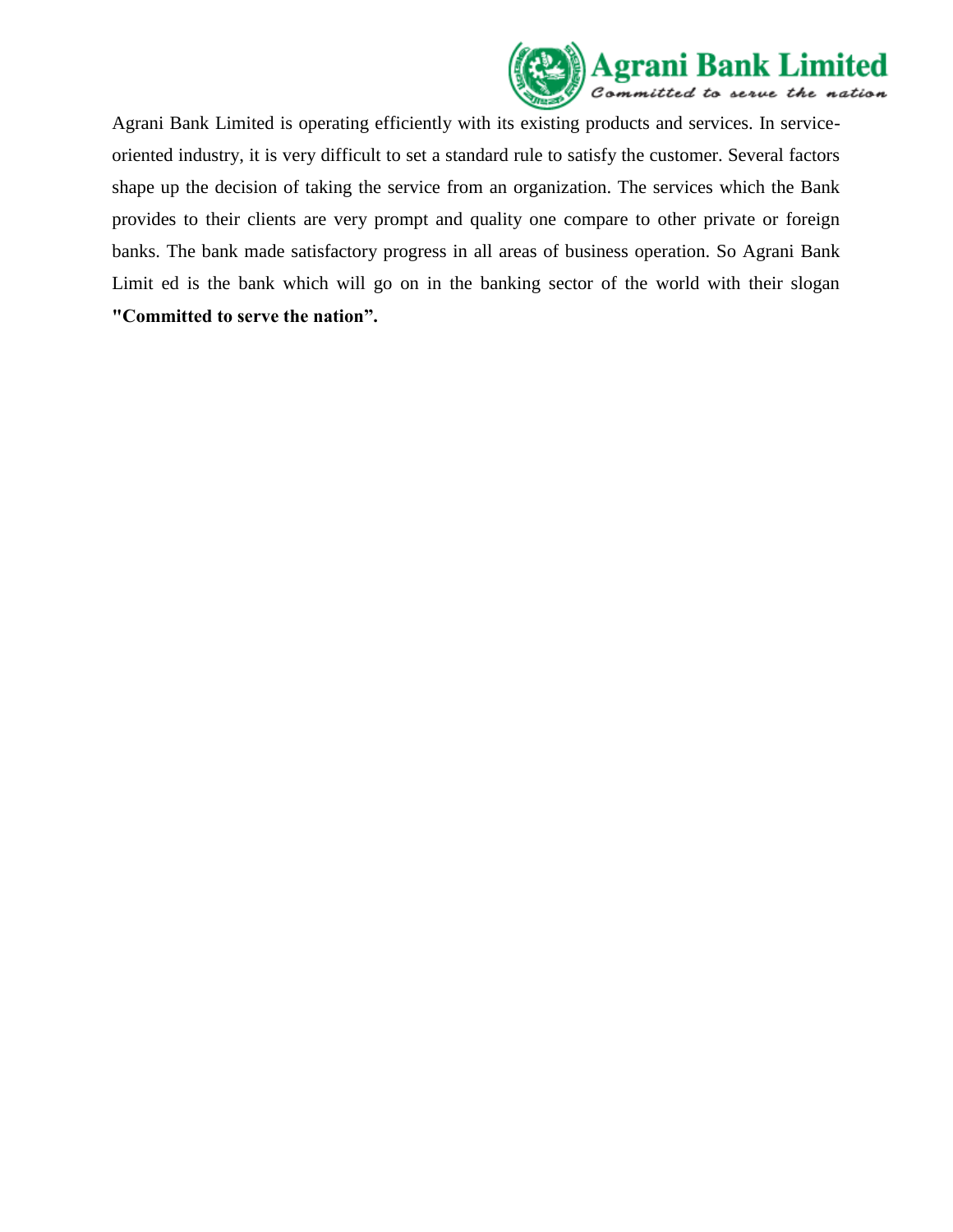Agrani Bank Limited is operating efficiently with its existing products and services. In service-oriented industry, it is very difficult to set a standard rule to satisfy the customer. Several factors shape up the decision of taking the service from an organization. The services which the Bank provides to their clients are very prompt and quality one compare to other private or foreign banks. The bank made satisfactory progress in all areas of business operation. So Agrani Bank Limit ed is the bank which will go on in the banking sector of the world with their slogan **"Committed to serve the nation”.**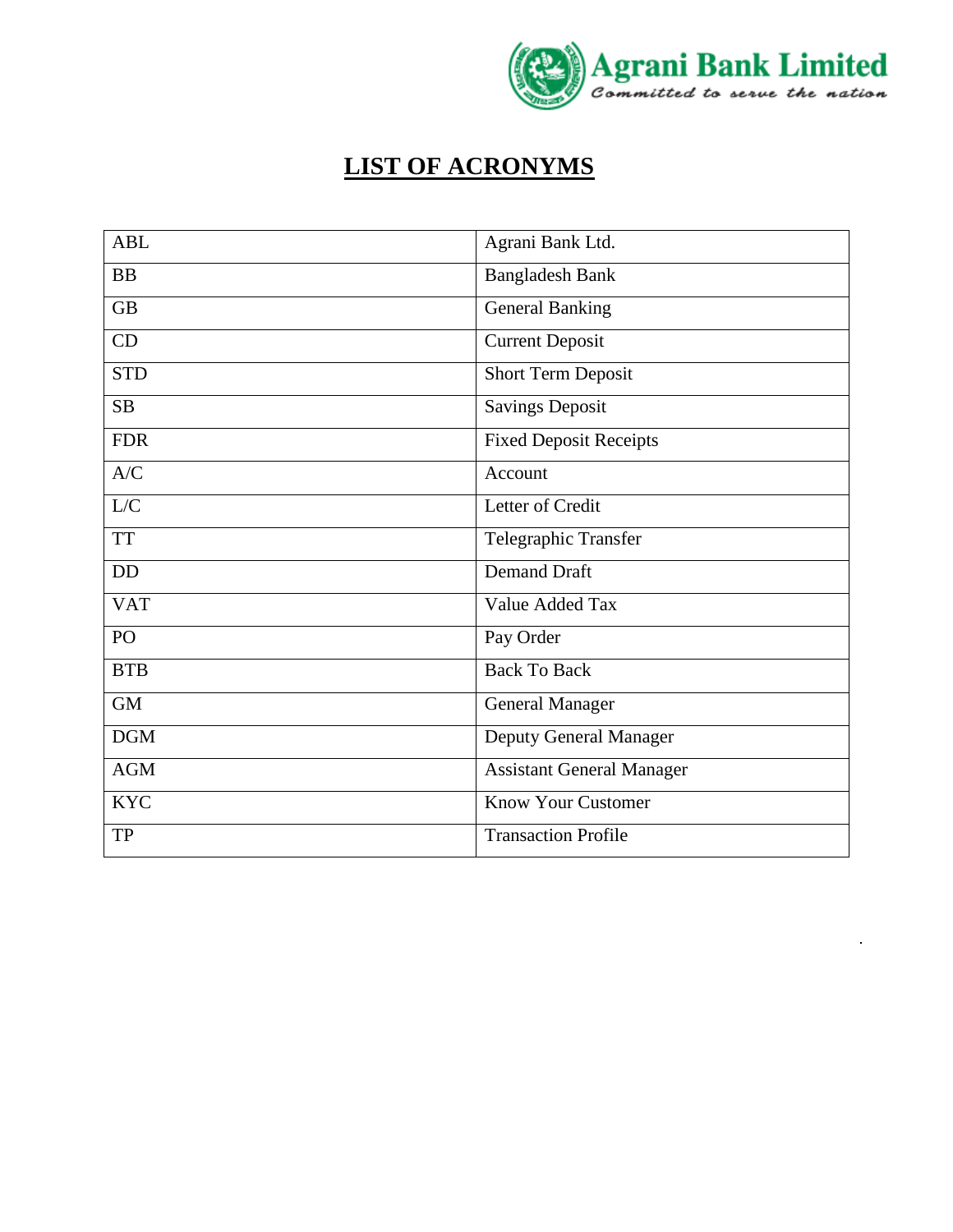# LIST OF ACRONYMS

| ABL | Agrani Bank Ltd. |
|---|---|
| BB | Bangladesh Bank |
| GB | General Banking |
| CD | Current Deposit |
| STD | Short Term Deposit |
| SB | Savings Deposit |
| FDR | Fixed Deposit Receipts |
| A/C | Account |
| L/C | Letter of Credit |
| TT | Telegraphic Transfer |
| DD | Demand Draft |
| VAT | Value Added Tax |
| PO | Pay Order |
| BTB | Back To Back |
| GM | General Manager |
| DGM | Deputy General Manager |
| AGM | Assistant General Manager |
| KYC | Know Your Customer |
| TP | Transaction Profile |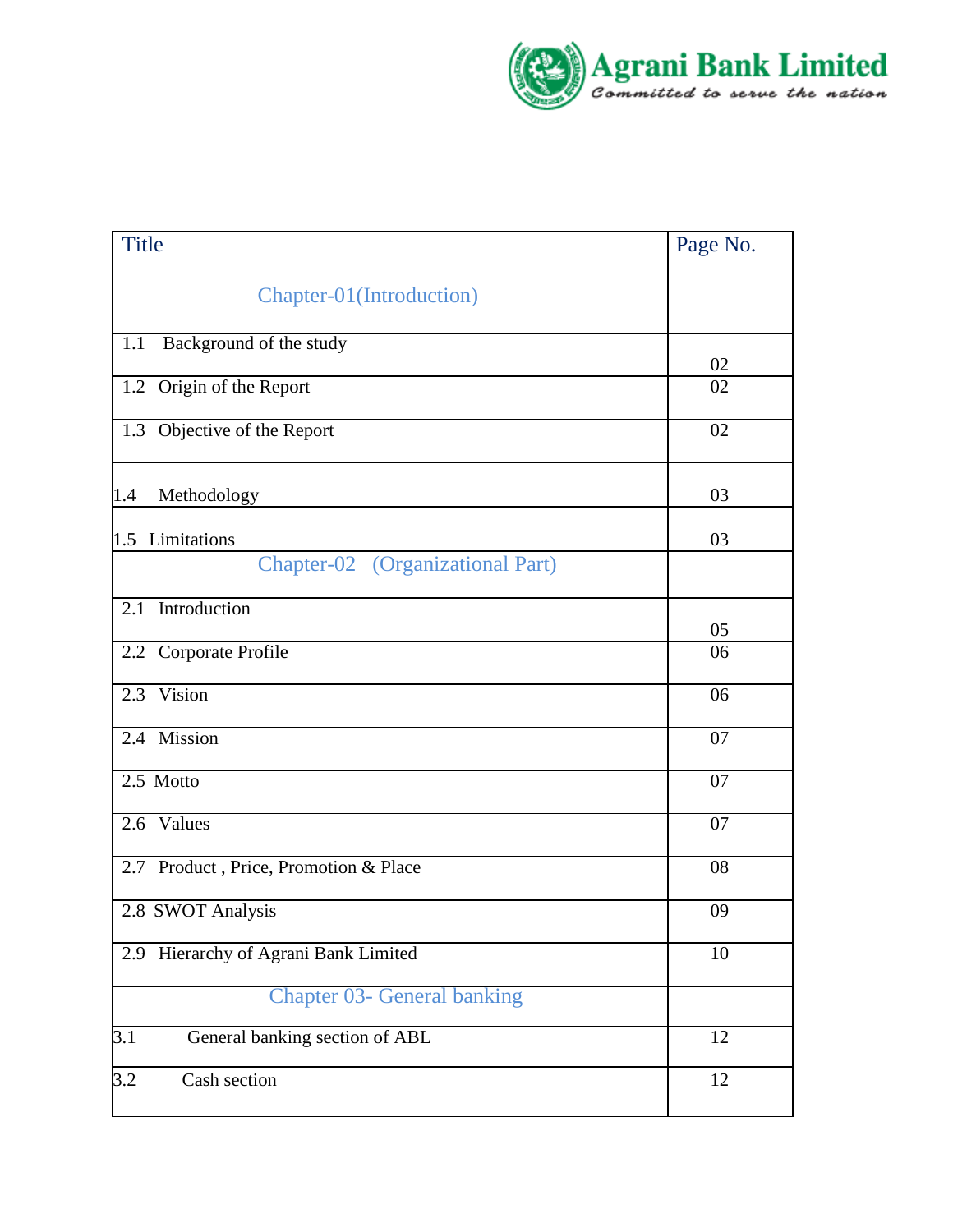| Title | Page No. |
|---|---|
| Chapter-01(Introduction) | |
| 1.1 Background of the study | 02 |
| 1.2 Origin of the Report | 02 |
| 1.3 Objective of the Report | 02 |
| 1.4 Methodology | 03 |
| 1.5 Limitations | 03 |
| Chapter-02 (Organizational Part) | |
| 2.1 Introduction | 05 |
| 2.2 Corporate Profile | 06 |
| 2.3 Vision | 06 |
| 2.4 Mission | 07 |
| 2.5 Motto | 07 |
| 2.6 Values | 07 |
| 2.7 Product , Price, Promotion & Place | 08 |
| 2.8 SWOT Analysis | 09 |
| 2.9 Hierarchy of Agrani Bank Limited | 10 |
| Chapter 03- General banking | |
| 3.1 General banking section of ABL | 12 |
| 3.2 Cash section | 12 |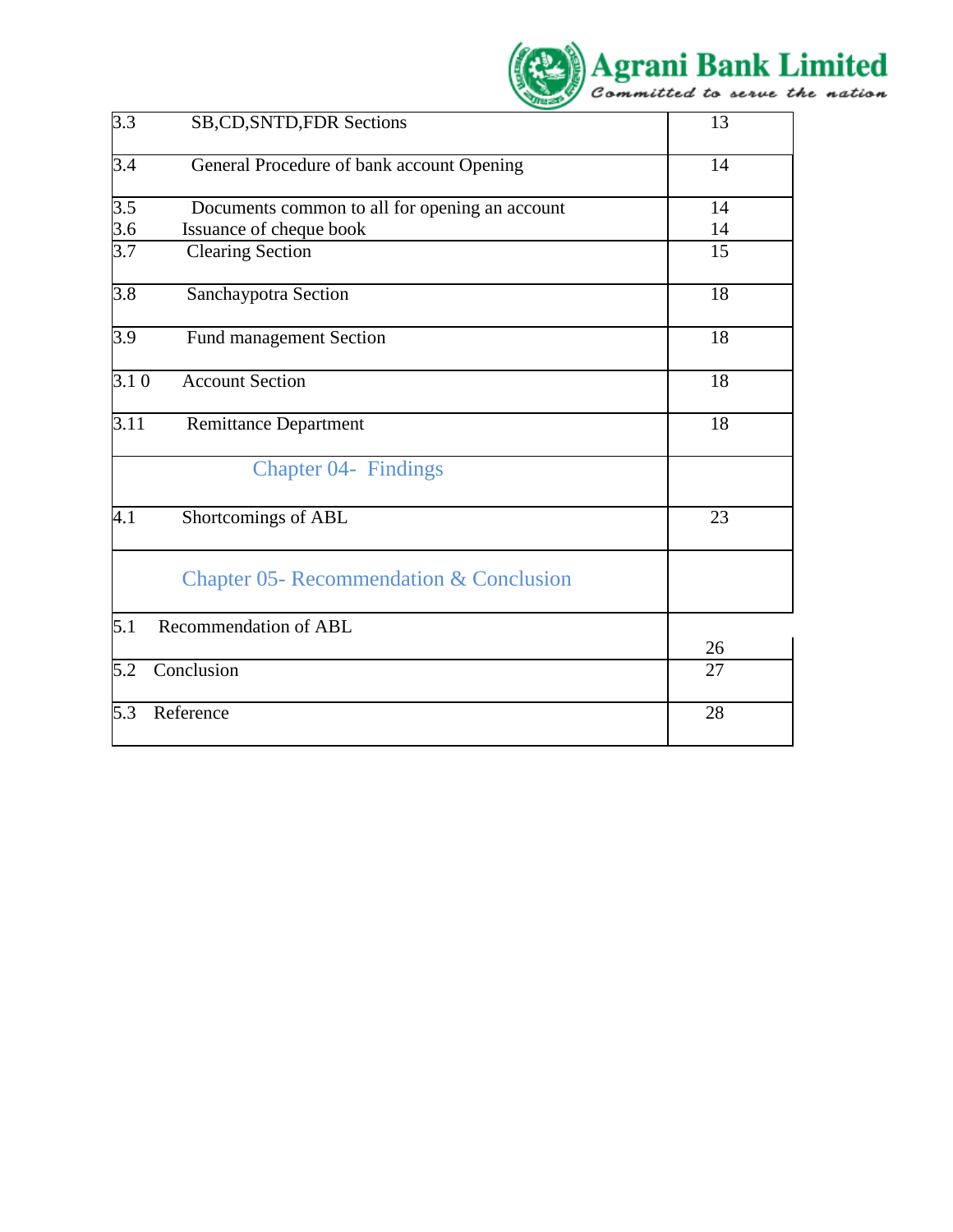| | | |
|---|---|---|
| 3.3 | SB,CD,SNTD,FDR Sections | 13 |
| 3.4 | General Procedure of bank account Opening | 14 |
| 3.5 | Documents common to all for opening an account | 14 |
| 3.6 | Issuance of cheque book | 14 |
| 3.7 | Clearing Section | 15 |
| 3.8 | Sanchaypotra Section | 18 |
| 3.9 | Fund management Section | 18 |
| 3.1 0 | Account Section | 18 |
| 3.11 | Remittance Department | 18 |
| | Chapter 04- Findings | |
| 4.1 | Shortcomings of ABL | 23 |
| | Chapter 05- Recommendation & Conclusion | |
| 5.1 | Recommendation of ABL | 26 |
| 5.2 | Conclusion | 27 |
| 5.3 | Reference | 28 |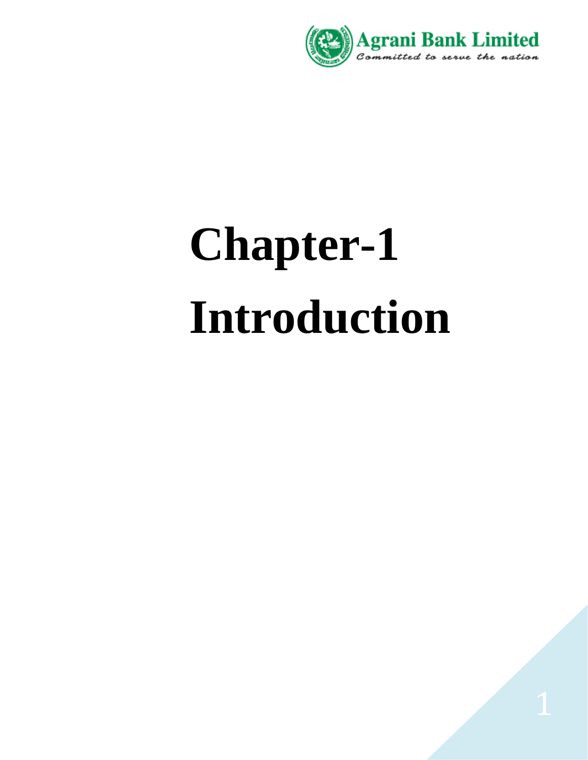# Chapter-1

# Introduction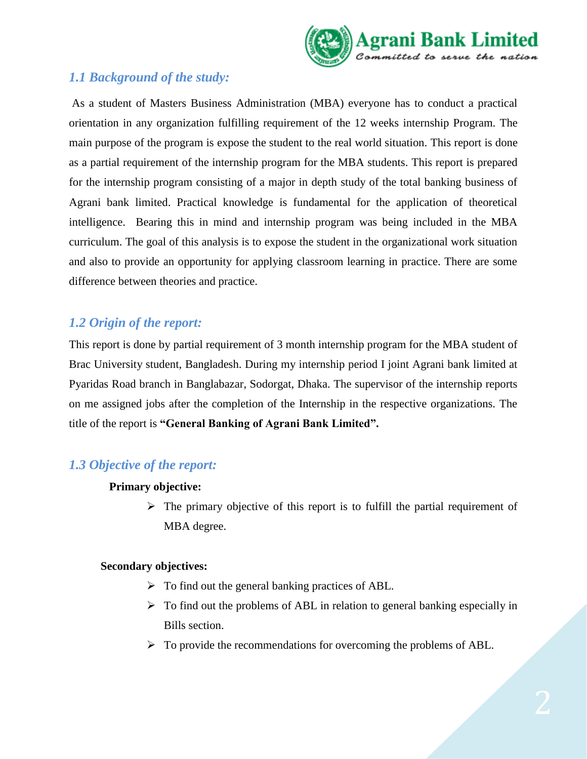## *1.1 Background of the study:*

As a student of Masters Business Administration (MBA) everyone has to conduct a practical orientation in any organization fulfilling requirement of the 12 weeks internship Program. The main purpose of the program is expose the student to the real world situation. This report is done as a partial requirement of the internship program for the MBA students. This report is prepared for the internship program consisting of a major in depth study of the total banking business of Agrani bank limited. Practical knowledge is fundamental for the application of theoretical intelligence. Bearing this in mind and internship program was being included in the MBA curriculum. The goal of this analysis is to expose the student in the organizational work situation and also to provide an opportunity for applying classroom learning in practice. There are some difference between theories and practice.

## *1.2 Origin of the report:*

This report is done by partial requirement of 3 month internship program for the MBA student of Brac University student, Bangladesh. During my internship period I joint Agrani bank limited at Pyaridas Road branch in Banglabazar, Sodorgat, Dhaka. The supervisor of the internship reports on me assigned jobs after the completion of the Internship in the respective organizations. The title of the report is **"General Banking of Agrani Bank Limited".**

## *1.3 Objective of the report:*

**Primary objective:**

- The primary objective of this report is to fulfill the partial requirement of MBA degree.

**Secondary objectives:**

- To find out the general banking practices of ABL.
- To find out the problems of ABL in relation to general banking especially in Bills section.
- To provide the recommendations for overcoming the problems of ABL.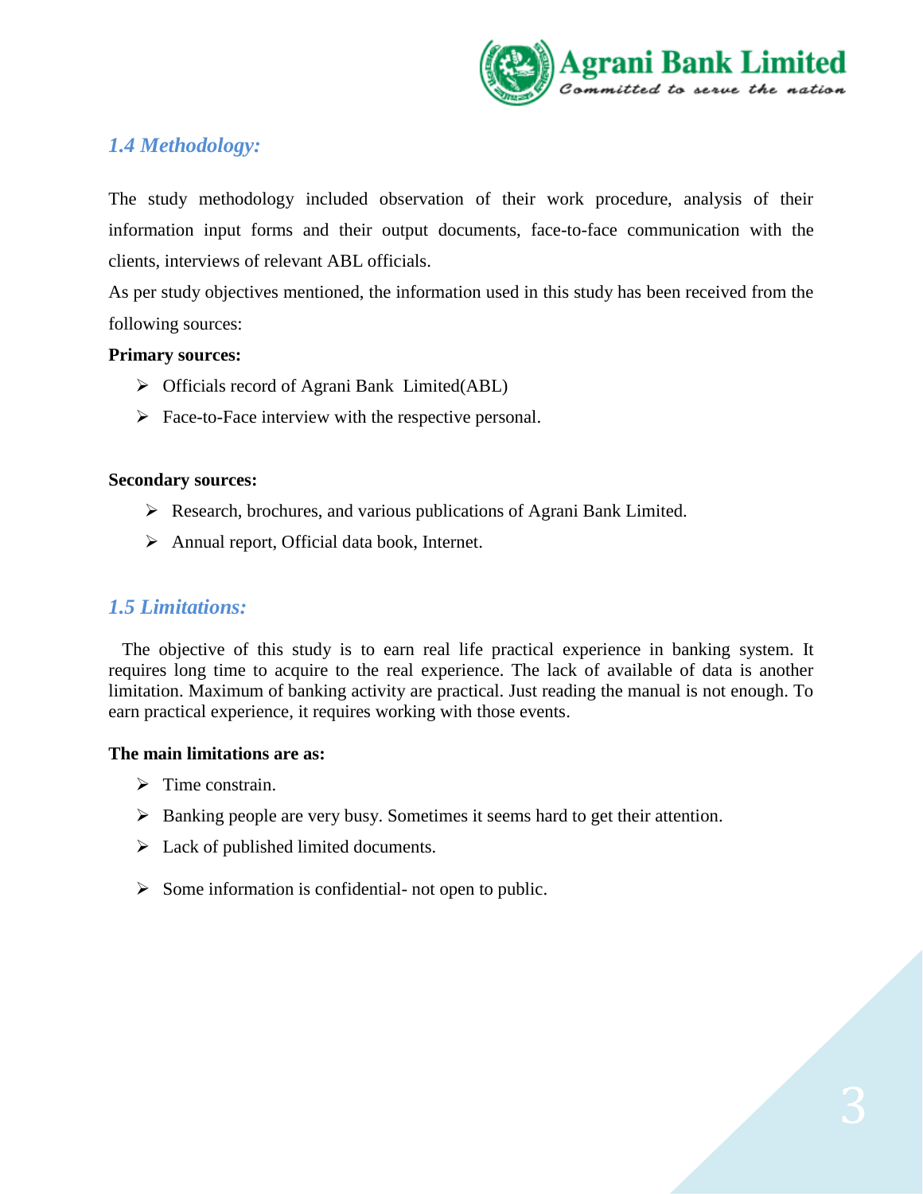## *1.4 Methodology:*

The study methodology included observation of their work procedure, analysis of their information input forms and their output documents, face-to-face communication with the clients, interviews of relevant ABL officials.

As per study objectives mentioned, the information used in this study has been received from the following sources:

**Primary sources:**

- Officials record of Agrani Bank Limited(ABL)
- Face-to-Face interview with the respective personal.

**Secondary sources:**

- Research, brochures, and various publications of Agrani Bank Limited.
- Annual report, Official data book, Internet.

## *1.5 Limitations:*

The objective of this study is to earn real life practical experience in banking system. It requires long time to acquire to the real experience. The lack of available of data is another limitation. Maximum of banking activity are practical. Just reading the manual is not enough. To earn practical experience, it requires working with those events.

**The main limitations are as:**

- Time constrain.
- Banking people are very busy. Sometimes it seems hard to get their attention.
- Lack of published limited documents.
- Some information is confidential- not open to public.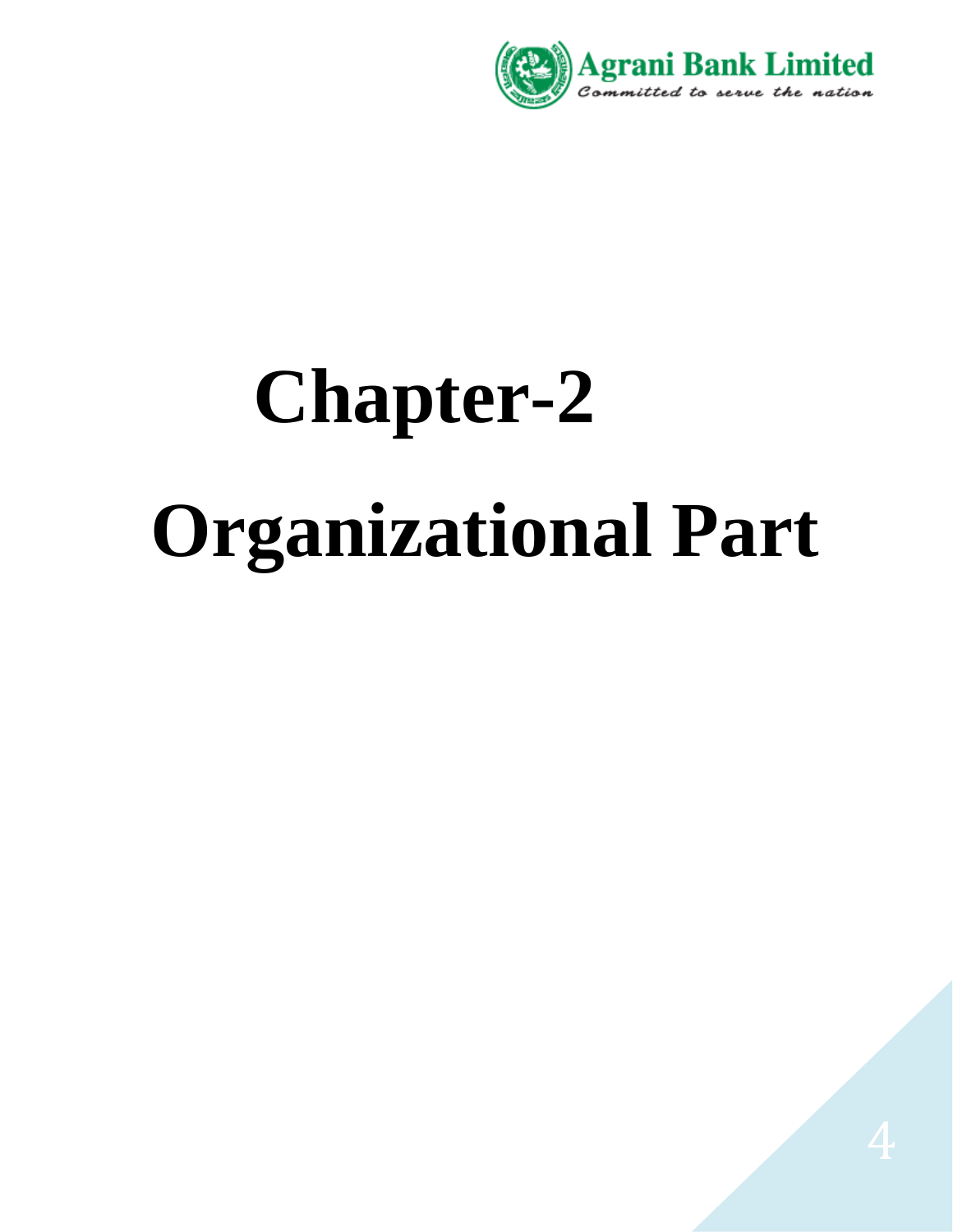# Chapter-2

# Organizational Part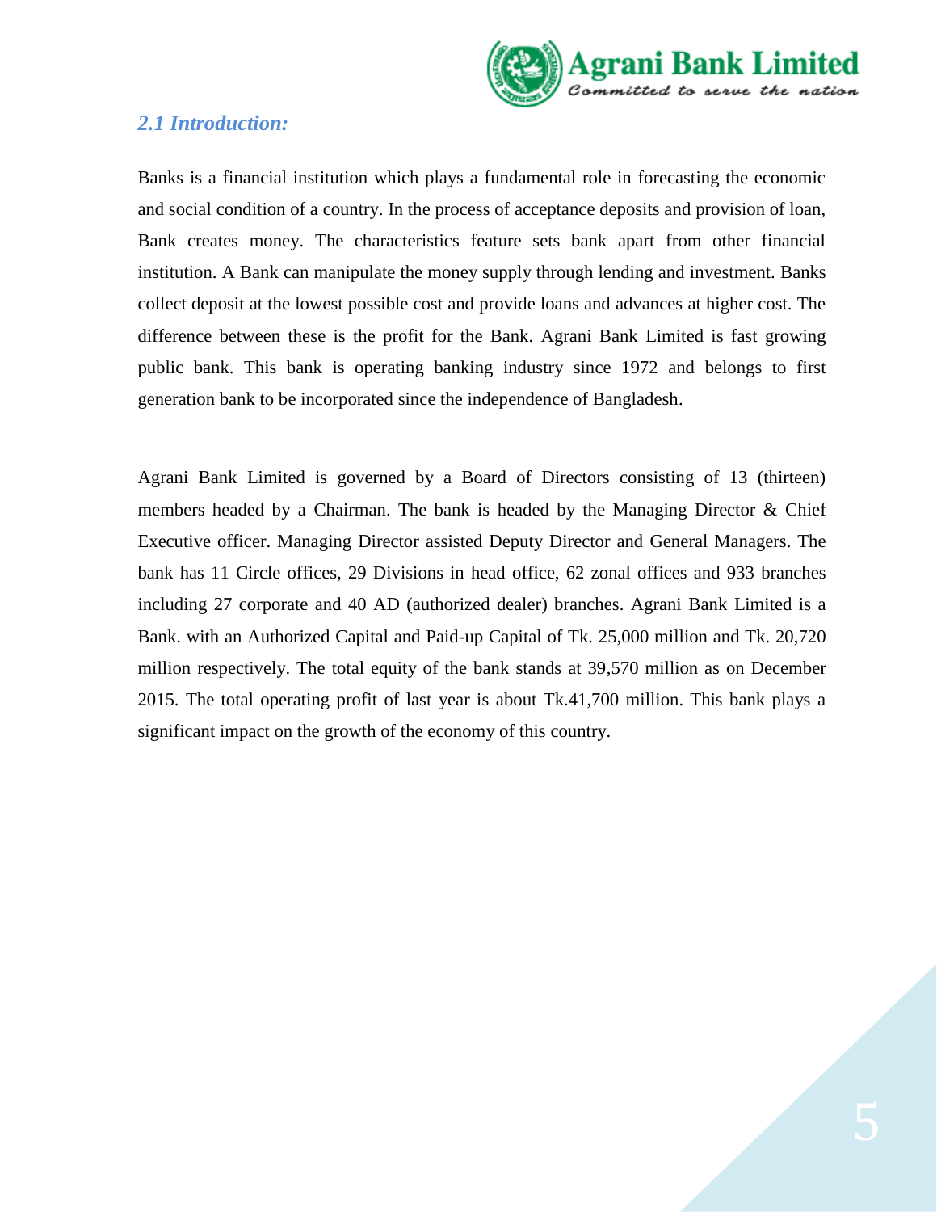## *2.1 Introduction:*

Banks is a financial institution which plays a fundamental role in forecasting the economic and social condition of a country. In the process of acceptance deposits and provision of loan, Bank creates money. The characteristics feature sets bank apart from other financial institution. A Bank can manipulate the money supply through lending and investment. Banks collect deposit at the lowest possible cost and provide loans and advances at higher cost. The difference between these is the profit for the Bank. Agrani Bank Limited is fast growing public bank. This bank is operating banking industry since 1972 and belongs to first generation bank to be incorporated since the independence of Bangladesh.

Agrani Bank Limited is governed by a Board of Directors consisting of 13 (thirteen) members headed by a Chairman. The bank is headed by the Managing Director & Chief Executive officer. Managing Director assisted Deputy Director and General Managers. The bank has 11 Circle offices, 29 Divisions in head office, 62 zonal offices and 933 branches including 27 corporate and 40 AD (authorized dealer) branches. Agrani Bank Limited is a Bank. with an Authorized Capital and Paid-up Capital of Tk. 25,000 million and Tk. 20,720 million respectively. The total equity of the bank stands at 39,570 million as on December 2015. The total operating profit of last year is about Tk.41,700 million. This bank plays a significant impact on the growth of the economy of this country.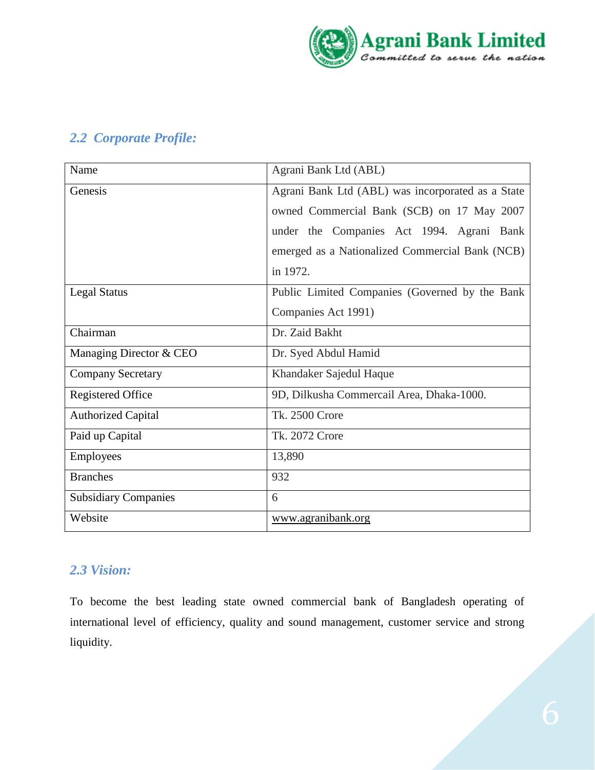## *2.2 Corporate Profile:*

| Name | Agrani Bank Ltd (ABL) |
|---|---|
| Genesis | Agrani Bank Ltd (ABL) was incorporated as a State owned Commercial Bank (SCB) on 17 May 2007 under the Companies Act 1994. Agrani Bank emerged as a Nationalized Commercial Bank (NCB) in 1972. |
| Legal Status | Public Limited Companies (Governed by the Bank Companies Act 1991) |
| Chairman | Dr. Zaid Bakht |
| Managing Director & CEO | Dr. Syed Abdul Hamid |
| Company Secretary | Khandaker Sajedul Haque |
| Registered Office | 9D, Dilkusha Commercail Area, Dhaka-1000. |
| Authorized Capital | Tk. 2500 Crore |
| Paid up Capital | Tk. 2072 Crore |
| Employees | 13,890 |
| Branches | 932 |
| Subsidiary Companies | 6 |
| Website | www.agranibank.org |

## *2.3 Vision:*

To become the best leading state owned commercial bank of Bangladesh operating of international level of efficiency, quality and sound management, customer service and strong liquidity.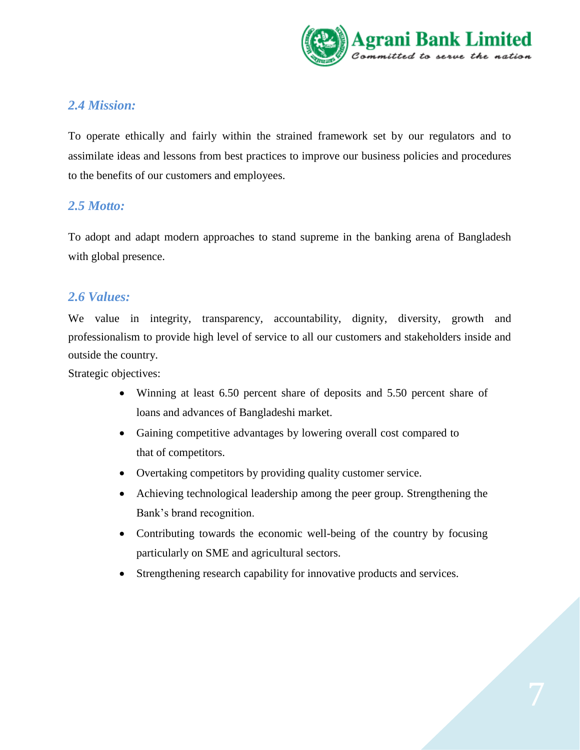## *2.4 Mission:*

To operate ethically and fairly within the strained framework set by our regulators and to assimilate ideas and lessons from best practices to improve our business policies and procedures to the benefits of our customers and employees.

## *2.5 Motto:*

To adopt and adapt modern approaches to stand supreme in the banking arena of Bangladesh with global presence.

## *2.6 Values:*

We value in integrity, transparency, accountability, dignity, diversity, growth and professionalism to provide high level of service to all our customers and stakeholders inside and outside the country.

Strategic objectives:

- Winning at least 6.50 percent share of deposits and 5.50 percent share of loans and advances of Bangladeshi market.
- Gaining competitive advantages by lowering overall cost compared to that of competitors.
- Overtaking competitors by providing quality customer service.
- Achieving technological leadership among the peer group. Strengthening the Bank's brand recognition.
- Contributing towards the economic well-being of the country by focusing particularly on SME and agricultural sectors.
- Strengthening research capability for innovative products and services.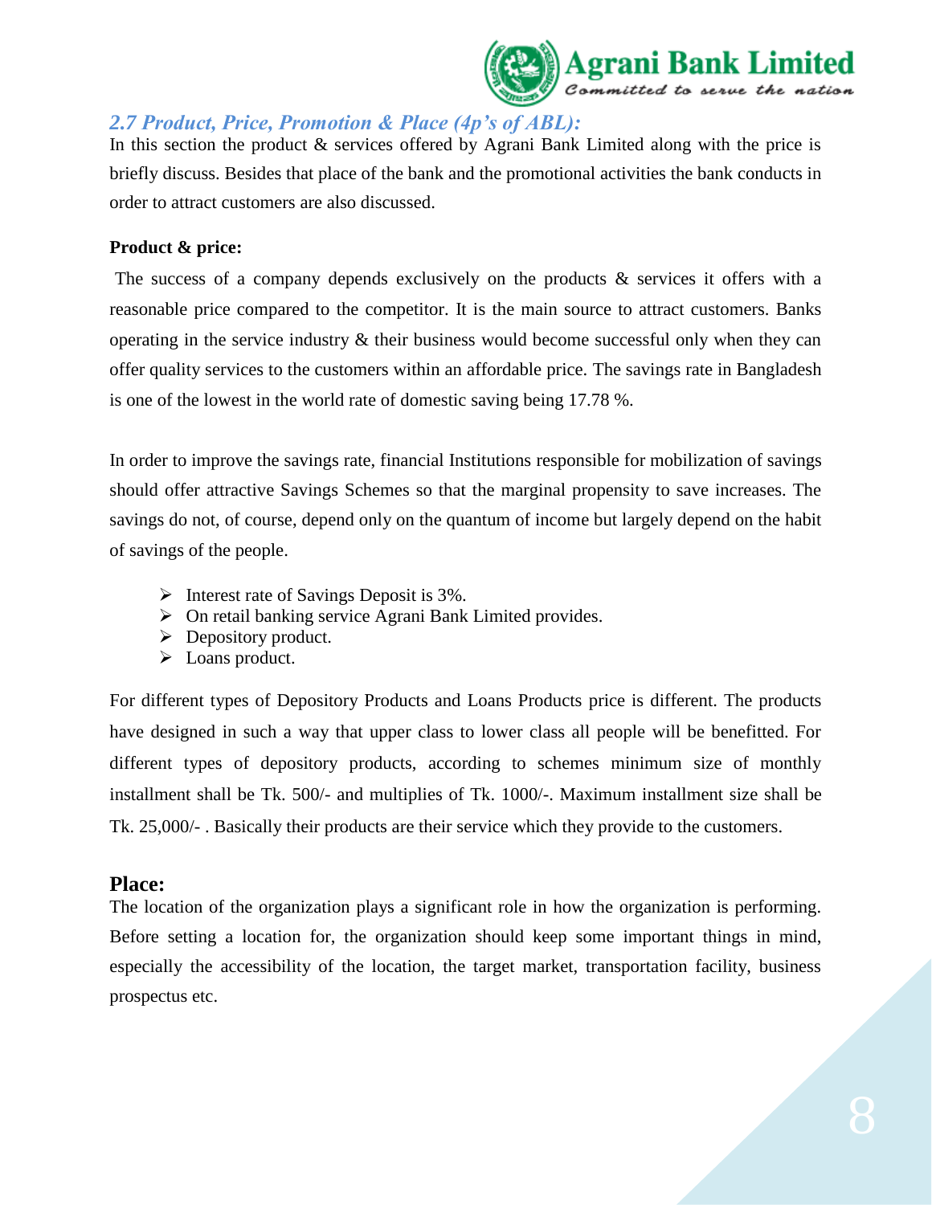## *2.7 Product, Price, Promotion & Place (4p's of ABL):*

In this section the product & services offered by Agrani Bank Limited along with the price is briefly discuss. Besides that place of the bank and the promotional activities the bank conducts in order to attract customers are also discussed.

**Product & price:**

The success of a company depends exclusively on the products & services it offers with a reasonable price compared to the competitor. It is the main source to attract customers. Banks operating in the service industry & their business would become successful only when they can offer quality services to the customers within an affordable price. The savings rate in Bangladesh is one of the lowest in the world rate of domestic saving being 17.78 %.

In order to improve the savings rate, financial Institutions responsible for mobilization of savings should offer attractive Savings Schemes so that the marginal propensity to save increases. The savings do not, of course, depend only on the quantum of income but largely depend on the habit of savings of the people.

- Interest rate of Savings Deposit is 3%.
- On retail banking service Agrani Bank Limited provides.
- Depository product.
- Loans product.

For different types of Depository Products and Loans Products price is different. The products have designed in such a way that upper class to lower class all people will be benefitted. For different types of depository products, according to schemes minimum size of monthly installment shall be Tk. 500/- and multiplies of Tk. 1000/-. Maximum installment size shall be Tk. 25,000/- . Basically their products are their service which they provide to the customers.

### Place:

The location of the organization plays a significant role in how the organization is performing. Before setting a location for, the organization should keep some important things in mind, especially the accessibility of the location, the target market, transportation facility, business prospectus etc.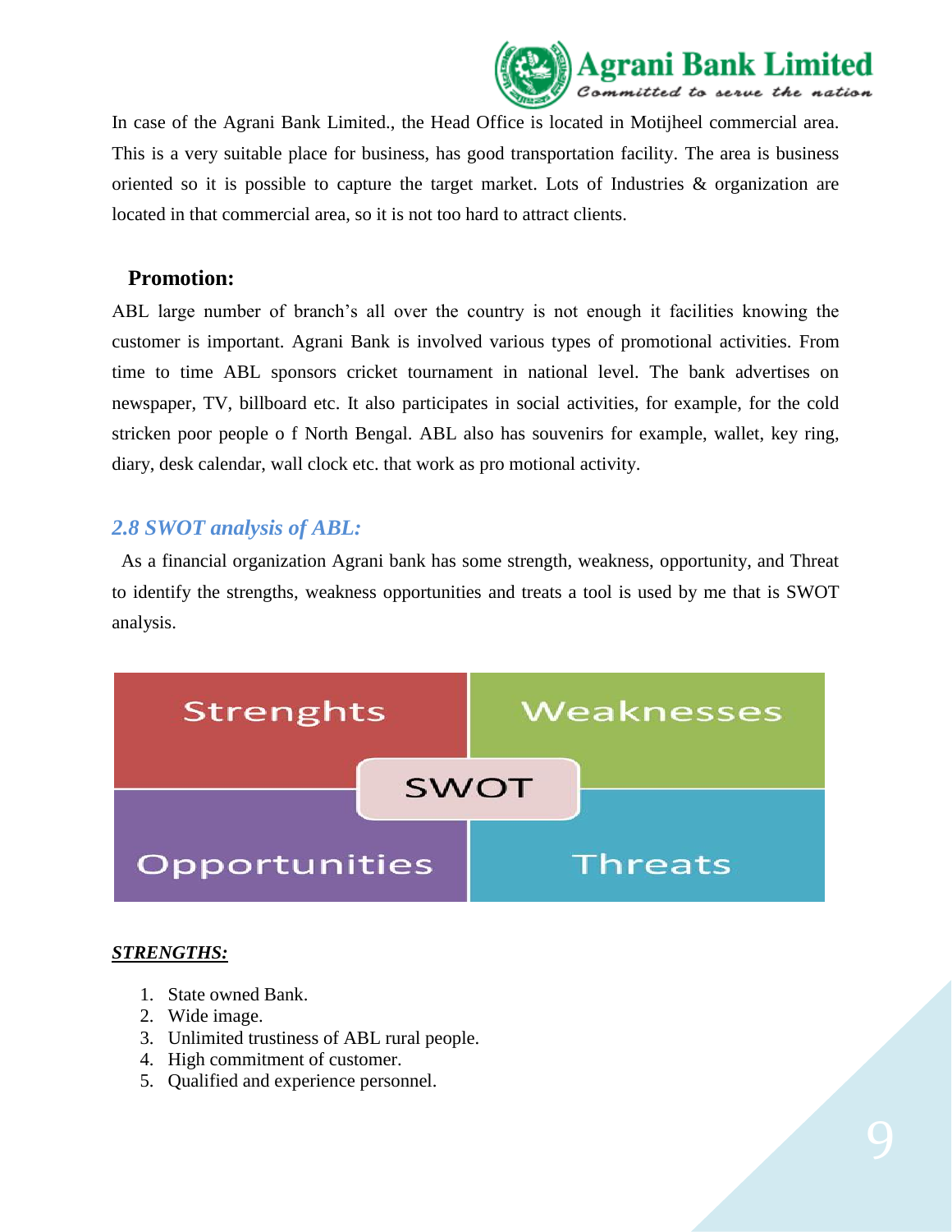In case of the Agrani Bank Limited., the Head Office is located in Motijheel commercial area. This is a very suitable place for business, has good transportation facility. The area is business oriented so it is possible to capture the target market. Lots of Industries & organization are located in that commercial area, so it is not too hard to attract clients.

**Promotion:**

ABL large number of branch's all over the country is not enough it facilities knowing the customer is important. Agrani Bank is involved various types of promotional activities. From time to time ABL sponsors cricket tournament in national level. The bank advertises on newspaper, TV, billboard etc. It also participates in social activities, for example, for the cold stricken poor people o f North Bengal. ABL also has souvenirs for example, wallet, key ring, diary, desk calendar, wall clock etc. that work as pro motional activity.

## *2.8 SWOT analysis of ABL:*

As a financial organization Agrani bank has some strength, weakness, opportunity, and Threat to identify the strengths, weakness opportunities and treats a tool is used by me that is SWOT analysis.

| Strenghts | Weaknesses |
| --- | --- |
| Opportunities | Threats |

SWOT

***STRENGTHS:***

1. State owned Bank.
2. Wide image.
3. Unlimited trustiness of ABL rural people.
4. High commitment of customer.
5. Qualified and experience personnel.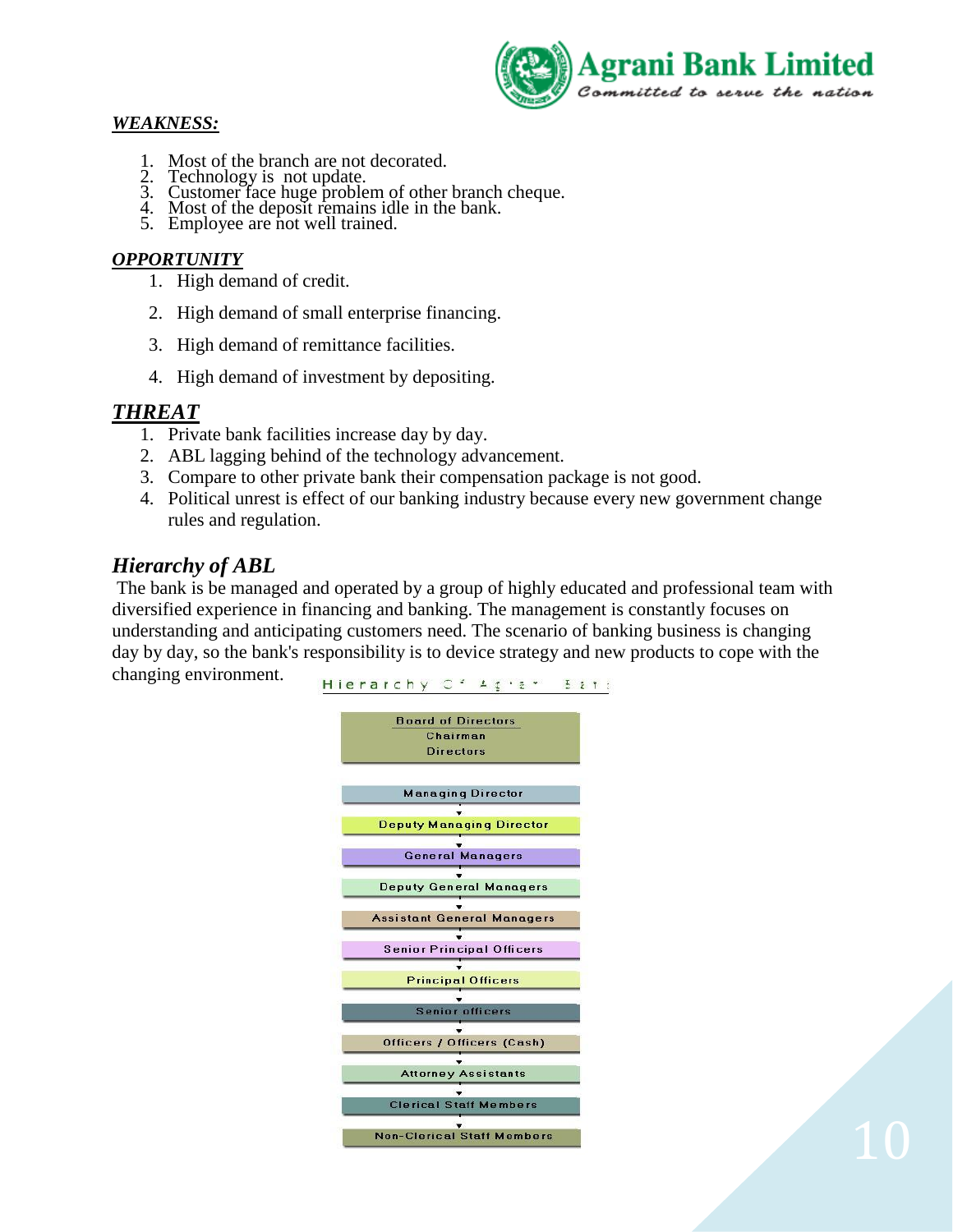### *WEAKNESS:*

1. Most of the branch are not decorated.
2. Technology is not update.
3. Customer face huge problem of other branch cheque.
4. Most of the deposit remains idle in the bank.
5. Employee are not well trained.

### *OPPORTUNITY*

1. High demand of credit.
2. High demand of small enterprise financing.
3. High demand of remittance facilities.
4. High demand of investment by depositing.

### *THREAT*

1. Private bank facilities increase day by day.
2. ABL lagging behind of the technology advancement.
3. Compare to other private bank their compensation package is not good.
4. Political unrest is effect of our banking industry because every new government change rules and regulation.

## *Hierarchy of ABL*

The bank is be managed and operated by a group of highly educated and professional team with diversified experience in financing and banking. The management is constantly focuses on understanding and anticipating customers need. The scenario of banking business is changing day by day, so the bank's responsibility is to device strategy and new products to cope with the changing environment.

Hierarchy Of Agrani Bank

- Board of Directors
  - Chairman
  - Directors
- Managing Director
- Deputy Managing Director
- General Managers
- Deputy General Managers
- Assistant General Managers
- Senior Principal Officers
- Principal Officers
- Senior officers
- Officers / Officers (Cash)
- Attorney Assistants
- Clerical Staff Members
- Non-Clerical Staff Members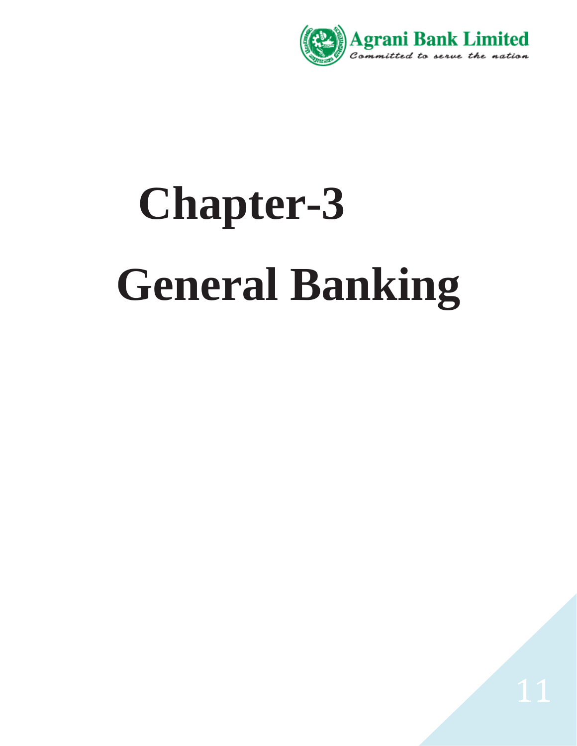# Chapter-3

# General Banking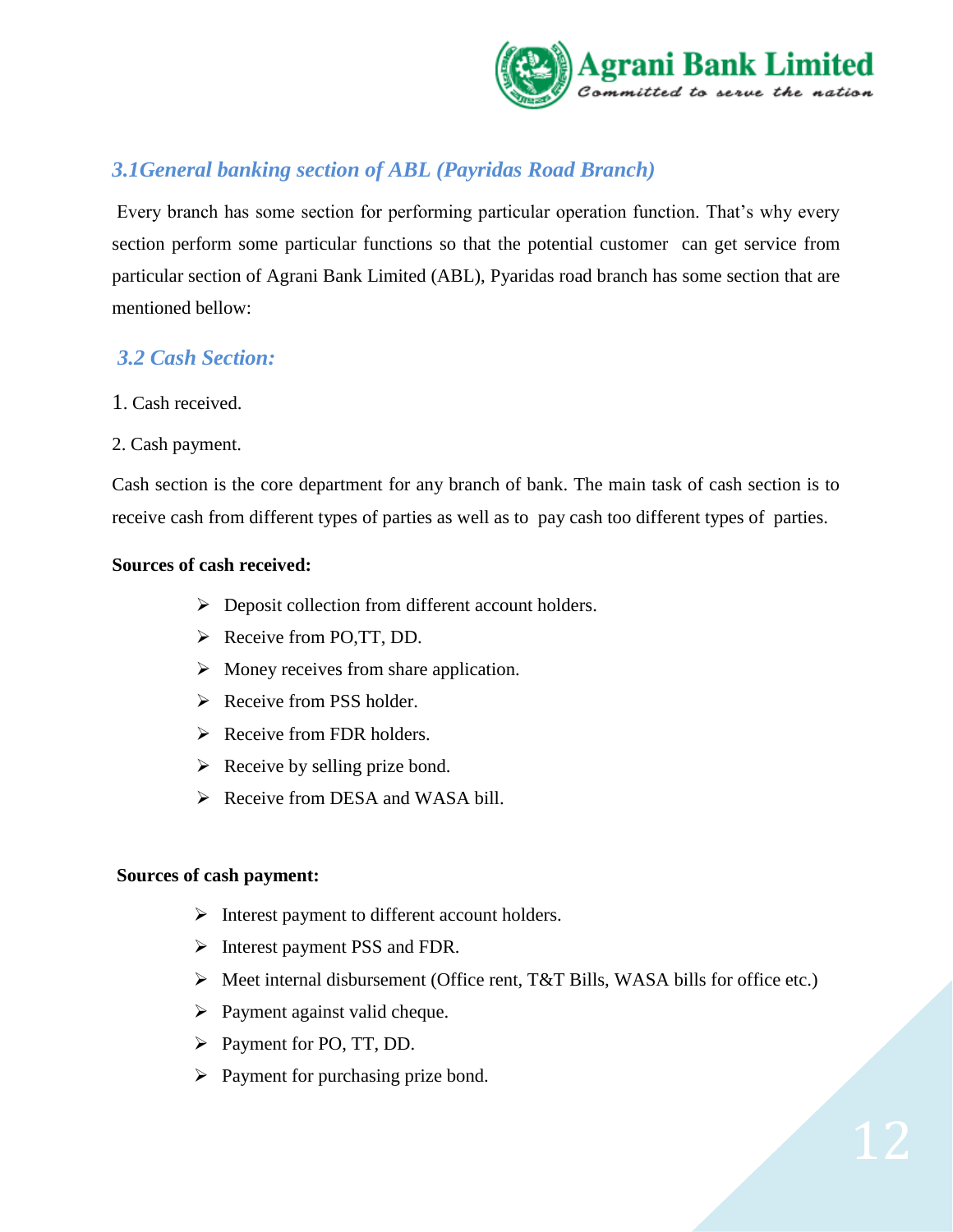## *3.1General banking section of ABL (Payridas Road Branch)*

Every branch has some section for performing particular operation function. That's why every section perform some particular functions so that the potential customer can get service from particular section of Agrani Bank Limited (ABL), Pyaridas road branch has some section that are mentioned bellow:

## *3.2 Cash Section:*

1. Cash received.
2. Cash payment.

Cash section is the core department for any branch of bank. The main task of cash section is to receive cash from different types of parties as well as to pay cash too different types of parties.

**Sources of cash received:**

- Deposit collection from different account holders.
- Receive from PO,TT, DD.
- Money receives from share application.
- Receive from PSS holder.
- Receive from FDR holders.
- Receive by selling prize bond.
- Receive from DESA and WASA bill.

**Sources of cash payment:**

- Interest payment to different account holders.
- Interest payment PSS and FDR.
- Meet internal disbursement (Office rent, T&T Bills, WASA bills for office etc.)
- Payment against valid cheque.
- Payment for PO, TT, DD.
- Payment for purchasing prize bond.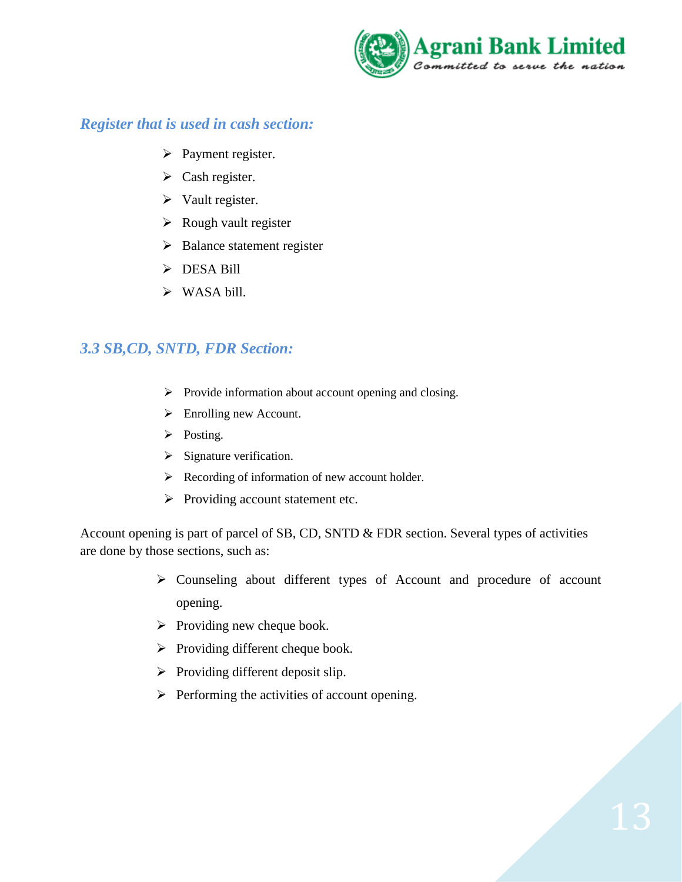### *Register that is used in cash section:*

- Payment register.
- Cash register.
- Vault register.
- Rough vault register
- Balance statement register
- DESA Bill
- WASA bill.

### *3.3 SB,CD, SNTD, FDR Section:*

- Provide information about account opening and closing.
- Enrolling new Account.
- Posting.
- Signature verification.
- Recording of information of new account holder.
- Providing account statement etc.

Account opening is part of parcel of SB, CD, SNTD & FDR section. Several types of activities are done by those sections, such as:

- Counseling about different types of Account and procedure of account opening.
- Providing new cheque book.
- Providing different cheque book.
- Providing different deposit slip.
- Performing the activities of account opening.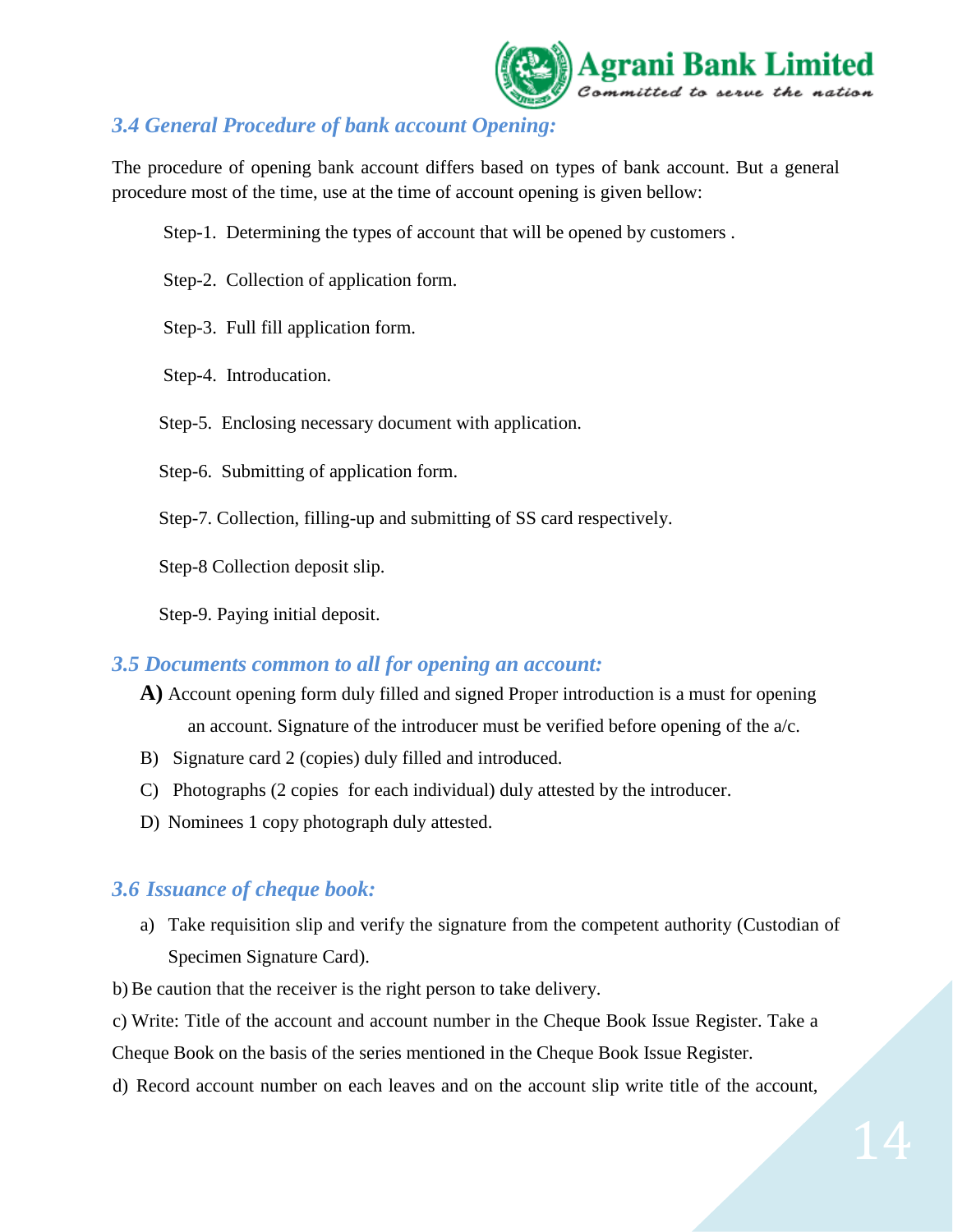### 3.4 General Procedure of bank account Opening:

The procedure of opening bank account differs based on types of bank account. But a general procedure most of the time, use at the time of account opening is given bellow:

Step-1. Determining the types of account that will be opened by customers .

Step-2. Collection of application form.

Step-3. Full fill application form.

Step-4. Introducation.

Step-5. Enclosing necessary document with application.

Step-6. Submitting of application form.

Step-7. Collection, filling-up and submitting of SS card respectively.

Step-8 Collection deposit slip.

Step-9. Paying initial deposit.

### 3.5 Documents common to all for opening an account:

**A)** Account opening form duly filled and signed Proper introduction is a must for opening an account. Signature of the introducer must be verified before opening of the a/c.

B) Signature card 2 (copies) duly filled and introduced.

C) Photographs (2 copies for each individual) duly attested by the introducer.

D) Nominees 1 copy photograph duly attested.

### 3.6 Issuance of cheque book:

a) Take requisition slip and verify the signature from the competent authority (Custodian of Specimen Signature Card).

b) Be caution that the receiver is the right person to take delivery.

c) Write: Title of the account and account number in the Cheque Book Issue Register. Take a Cheque Book on the basis of the series mentioned in the Cheque Book Issue Register.

d) Record account number on each leaves and on the account slip write title of the account,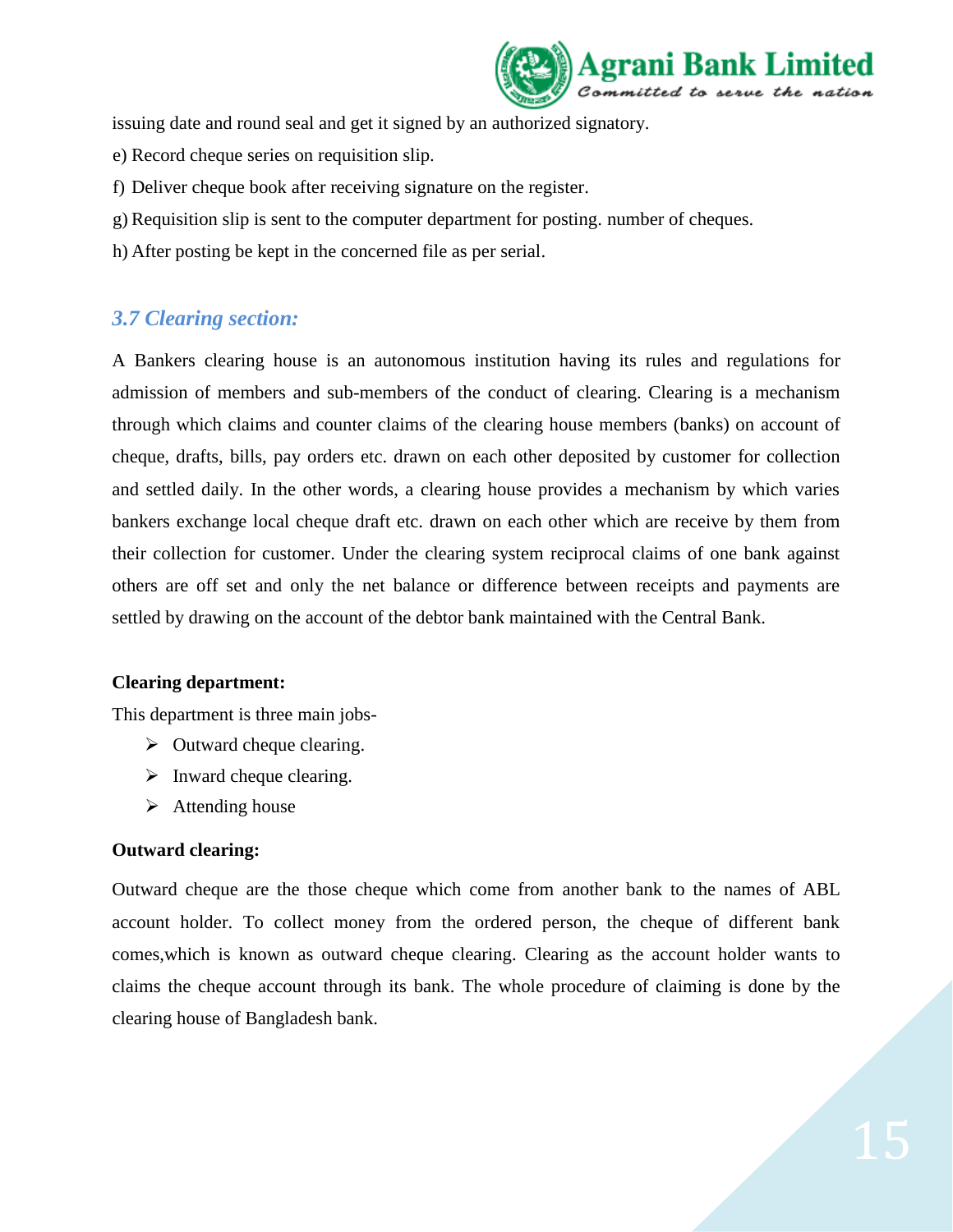issuing date and round seal and get it signed by an authorized signatory.

e) Record cheque series on requisition slip.

f) Deliver cheque book after receiving signature on the register.

g) Requisition slip is sent to the computer department for posting. number of cheques.

h) After posting be kept in the concerned file as per serial.

## *3.7 Clearing section:*

A Bankers clearing house is an autonomous institution having its rules and regulations for admission of members and sub-members of the conduct of clearing. Clearing is a mechanism through which claims and counter claims of the clearing house members (banks) on account of cheque, drafts, bills, pay orders etc. drawn on each other deposited by customer for collection and settled daily. In the other words, a clearing house provides a mechanism by which varies bankers exchange local cheque draft etc. drawn on each other which are receive by them from their collection for customer. Under the clearing system reciprocal claims of one bank against others are off set and only the net balance or difference between receipts and payments are settled by drawing on the account of the debtor bank maintained with the Central Bank.

**Clearing department:**

This department is three main jobs-

- Outward cheque clearing.
- Inward cheque clearing.
- Attending house

**Outward clearing:**

Outward cheque are the those cheque which come from another bank to the names of ABL account holder. To collect money from the ordered person, the cheque of different bank comes,which is known as outward cheque clearing. Clearing as the account holder wants to claims the cheque account through its bank. The whole procedure of claiming is done by the clearing house of Bangladesh bank.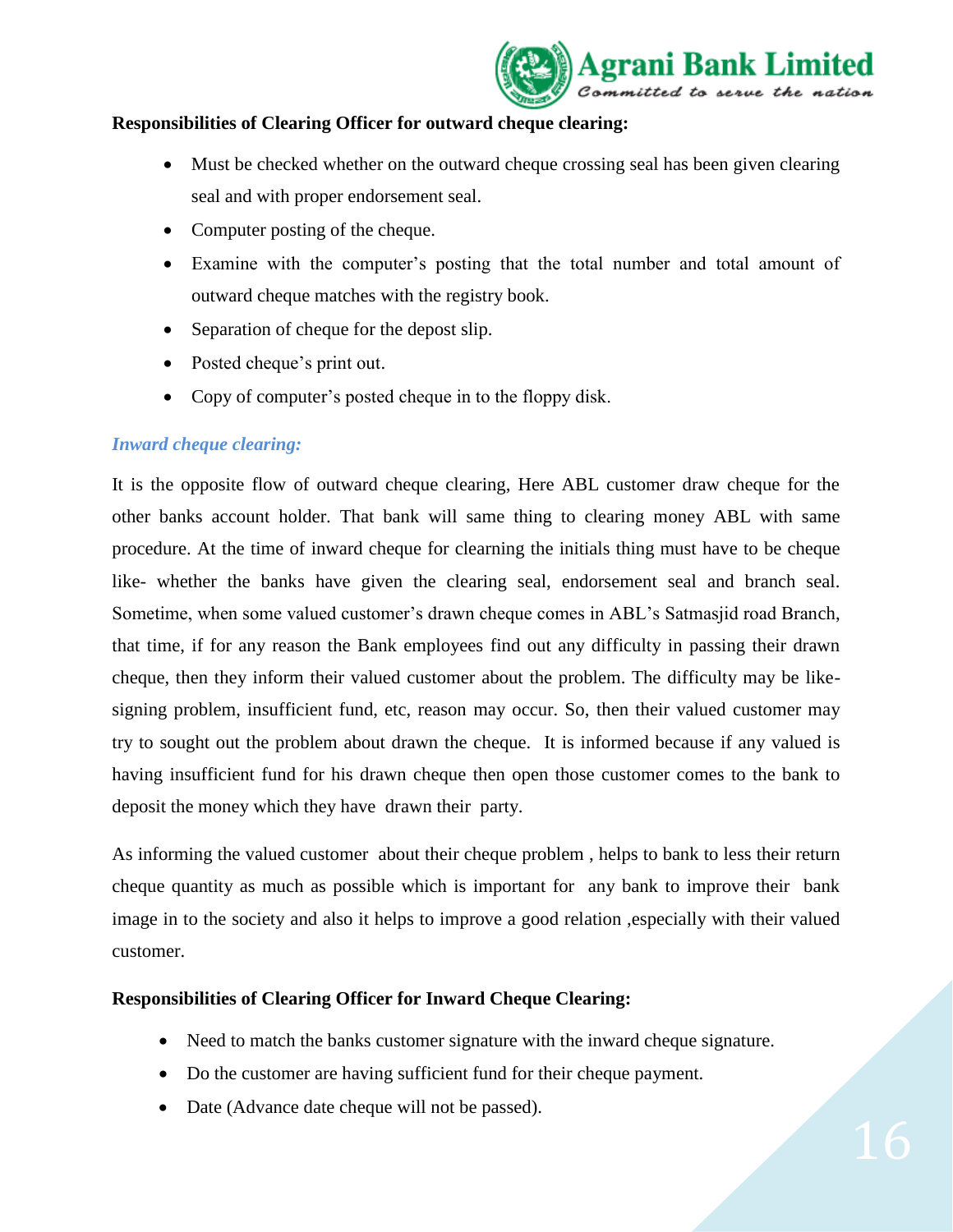**Responsibilities of Clearing Officer for outward cheque clearing:**

- Must be checked whether on the outward cheque crossing seal has been given clearing seal and with proper endorsement seal.
- Computer posting of the cheque.
- Examine with the computer's posting that the total number and total amount of outward cheque matches with the registry book.
- Separation of cheque for the depost slip.
- Posted cheque's print out.
- Copy of computer's posted cheque in to the floppy disk.

***Inward cheque clearing:***

It is the opposite flow of outward cheque clearing, Here ABL customer draw cheque for the other banks account holder. That bank will same thing to clearing money ABL with same procedure. At the time of inward cheque for clearning the initials thing must have to be cheque like- whether the banks have given the clearing seal, endorsement seal and branch seal. Sometime, when some valued customer's drawn cheque comes in ABL's Satmasjid road Branch, that time, if for any reason the Bank employees find out any difficulty in passing their drawn cheque, then they inform their valued customer about the problem. The difficulty may be like- signing problem, insufficient fund, etc, reason may occur. So, then their valued customer may try to sought out the problem about drawn the cheque. It is informed because if any valued is having insufficient fund for his drawn cheque then open those customer comes to the bank to deposit the money which they have drawn their party.

As informing the valued customer about their cheque problem , helps to bank to less their return cheque quantity as much as possible which is important for any bank to improve their bank image in to the society and also it helps to improve a good relation ,especially with their valued customer.

**Responsibilities of Clearing Officer for Inward Cheque Clearing:**

- Need to match the banks customer signature with the inward cheque signature.
- Do the customer are having sufficient fund for their cheque payment.
- Date (Advance date cheque will not be passed).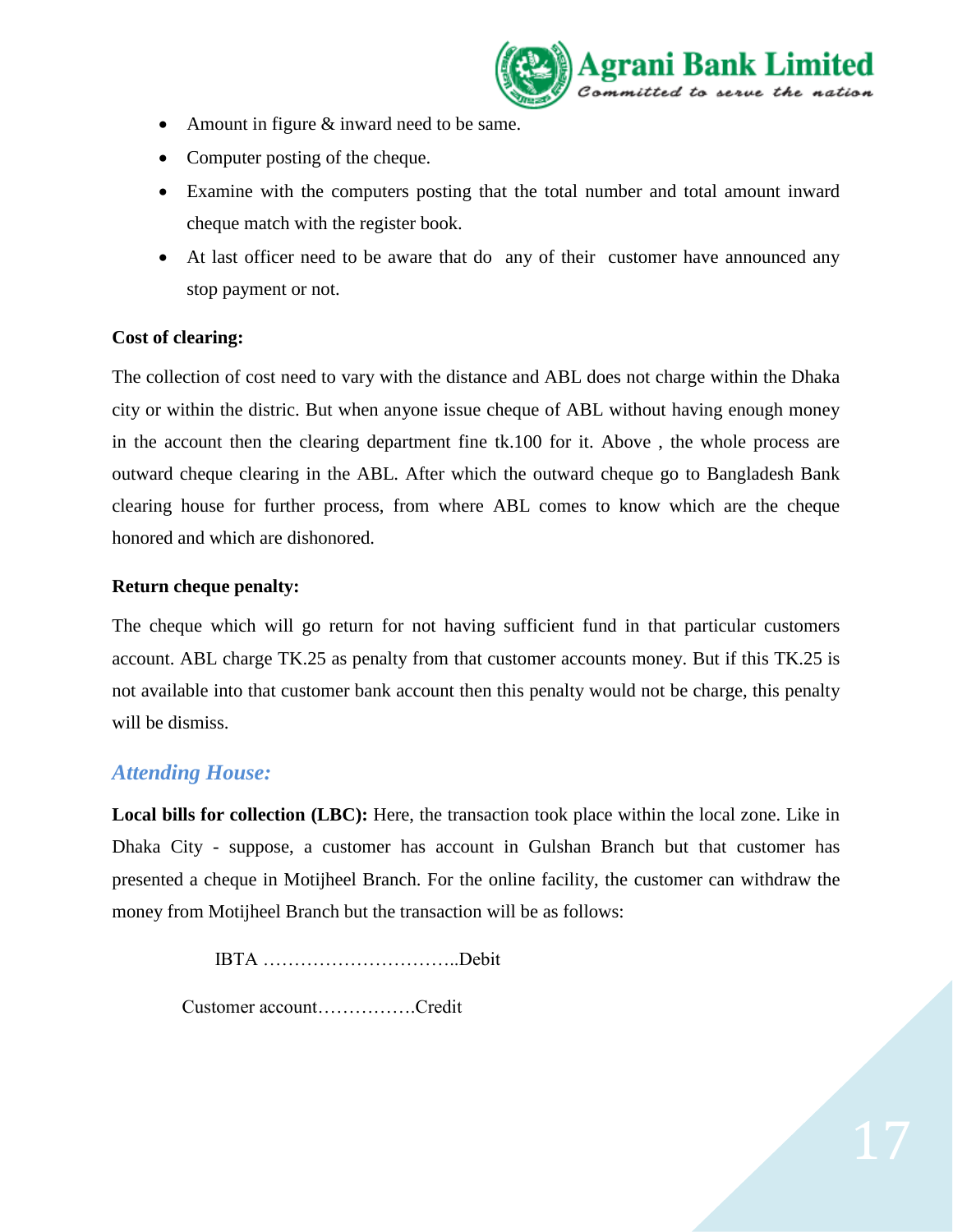- Amount in figure & inward need to be same.
- Computer posting of the cheque.
- Examine with the computers posting that the total number and total amount inward cheque match with the register book.
- At last officer need to be aware that do any of their customer have announced any stop payment or not.

**Cost of clearing:**

The collection of cost need to vary with the distance and ABL does not charge within the Dhaka city or within the distric. But when anyone issue cheque of ABL without having enough money in the account then the clearing department fine tk.100 for it. Above , the whole process are outward cheque clearing in the ABL. After which the outward cheque go to Bangladesh Bank clearing house for further process, from where ABL comes to know which are the cheque honored and which are dishonored.

**Return cheque penalty:**

The cheque which will go return for not having sufficient fund in that particular customers account. ABL charge TK.25 as penalty from that customer accounts money. But if this TK.25 is not available into that customer bank account then this penalty would not be charge, this penalty will be dismiss.

### *Attending House:*

**Local bills for collection (LBC):** Here, the transaction took place within the local zone. Like in Dhaka City - suppose, a customer has account in Gulshan Branch but that customer has presented a cheque in Motijheel Branch. For the online facility, the customer can withdraw the money from Motijheel Branch but the transaction will be as follows:

IBTA …………………………..Debit

Customer account…………….Credit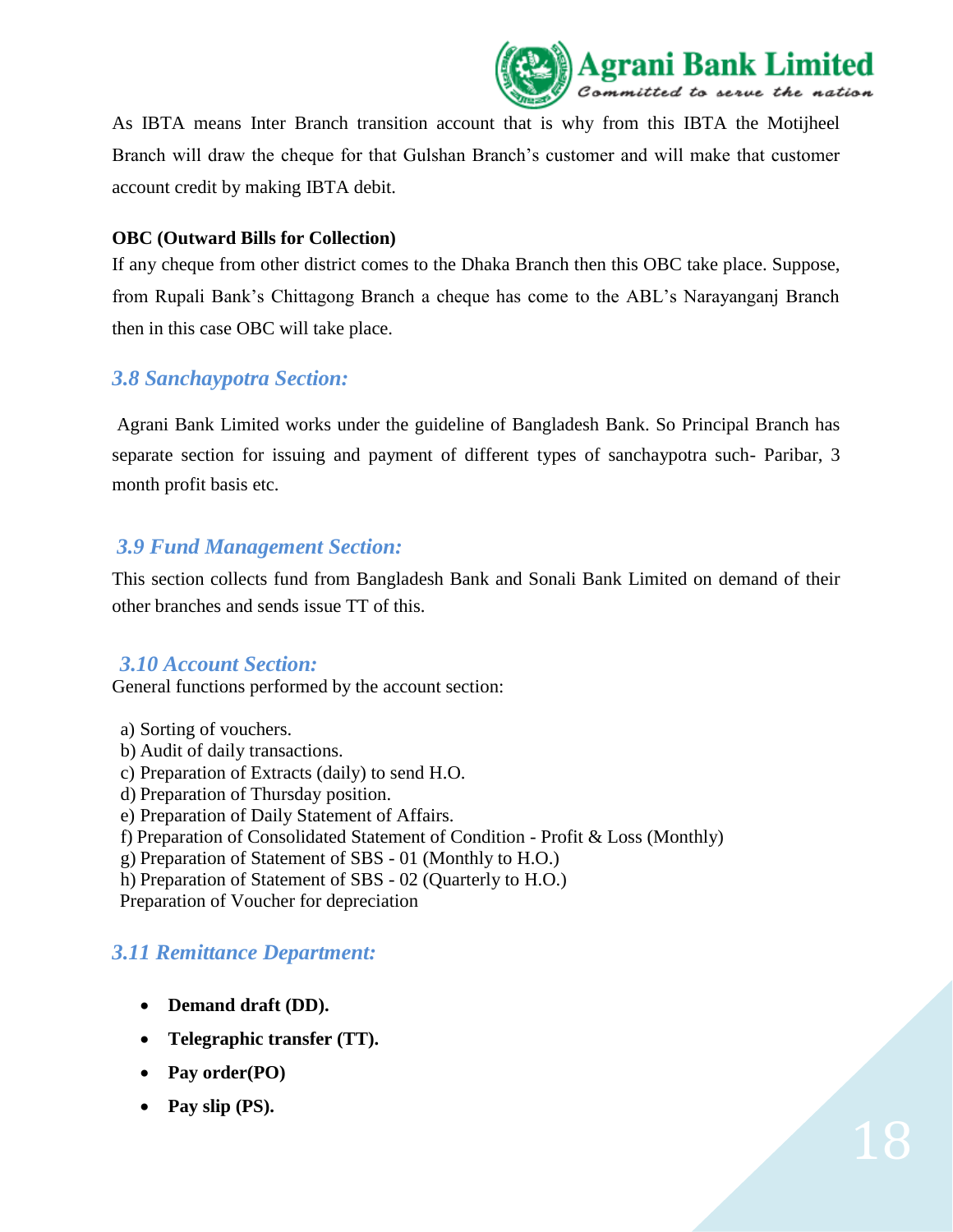As IBTA means Inter Branch transition account that is why from this IBTA the Motijheel Branch will draw the cheque for that Gulshan Branch's customer and will make that customer account credit by making IBTA debit.

**OBC (Outward Bills for Collection)**

If any cheque from other district comes to the Dhaka Branch then this OBC take place. Suppose, from Rupali Bank's Chittagong Branch a cheque has come to the ABL's Narayanganj Branch then in this case OBC will take place.

### *3.8 Sanchaypotra Section:*

Agrani Bank Limited works under the guideline of Bangladesh Bank. So Principal Branch has separate section for issuing and payment of different types of sanchaypotra such- Paribar, 3 month profit basis etc.

### *3.9 Fund Management Section:*

This section collects fund from Bangladesh Bank and Sonali Bank Limited on demand of their other branches and sends issue TT of this.

### *3.10 Account Section:*

General functions performed by the account section:

a) Sorting of vouchers.
b) Audit of daily transactions.
c) Preparation of Extracts (daily) to send H.O.
d) Preparation of Thursday position.
e) Preparation of Daily Statement of Affairs.
f) Preparation of Consolidated Statement of Condition - Profit & Loss (Monthly)
g) Preparation of Statement of SBS - 01 (Monthly to H.O.)
h) Preparation of Statement of SBS - 02 (Quarterly to H.O.)
Preparation of Voucher for depreciation

### *3.11 Remittance Department:*

- **Demand draft (DD).**
- **Telegraphic transfer (TT).**
- **Pay order(PO)**
- **Pay slip (PS).**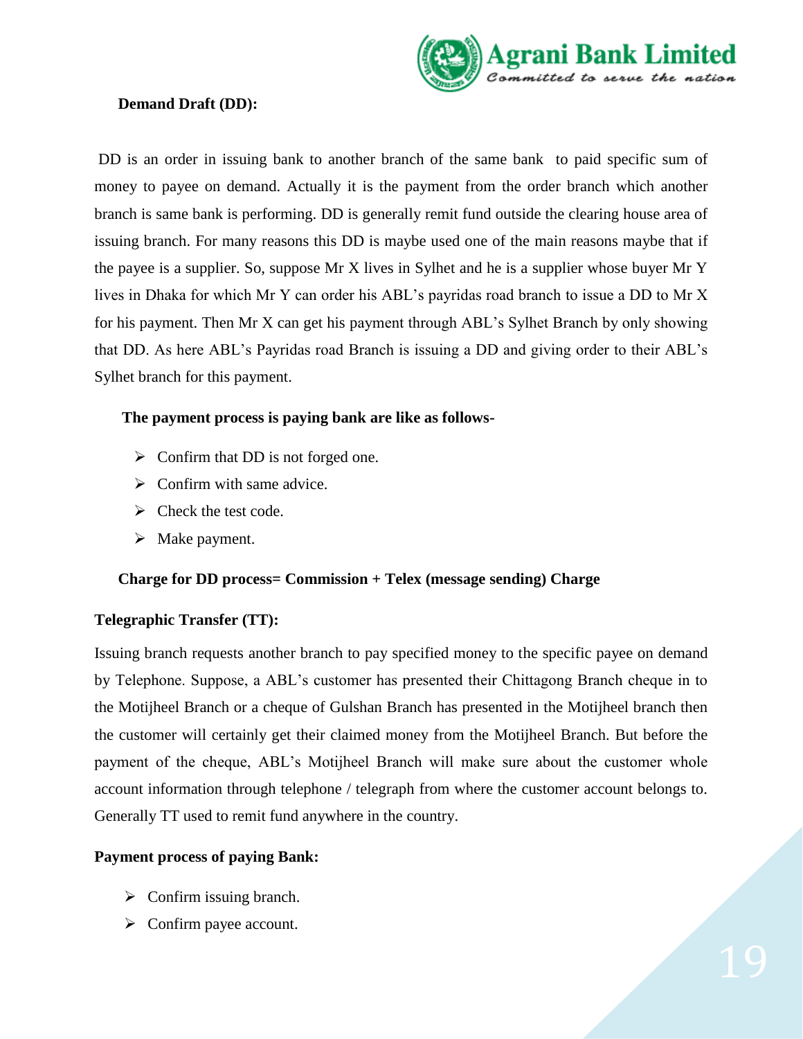### Demand Draft (DD):

DD is an order in issuing bank to another branch of the same bank to paid specific sum of money to payee on demand. Actually it is the payment from the order branch which another branch is same bank is performing. DD is generally remit fund outside the clearing house area of issuing branch. For many reasons this DD is maybe used one of the main reasons maybe that if the payee is a supplier. So, suppose Mr X lives in Sylhet and he is a supplier whose buyer Mr Y lives in Dhaka for which Mr Y can order his ABL's payridas road branch to issue a DD to Mr X for his payment. Then Mr X can get his payment through ABL's Sylhet Branch by only showing that DD. As here ABL's Payridas road Branch is issuing a DD and giving order to their ABL's Sylhet branch for this payment.

**The payment process is paying bank are like as follows-**

- Confirm that DD is not forged one.
- Confirm with same advice.
- Check the test code.
- Make payment.

**Charge for DD process= Commission + Telex (message sending) Charge**

### Telegraphic Transfer (TT):

Issuing branch requests another branch to pay specified money to the specific payee on demand by Telephone. Suppose, a ABL's customer has presented their Chittagong Branch cheque in to the Motijheel Branch or a cheque of Gulshan Branch has presented in the Motijheel branch then the customer will certainly get their claimed money from the Motijheel Branch. But before the payment of the cheque, ABL's Motijheel Branch will make sure about the customer whole account information through telephone / telegraph from where the customer account belongs to. Generally TT used to remit fund anywhere in the country.

**Payment process of paying Bank:**

- Confirm issuing branch.
- Confirm payee account.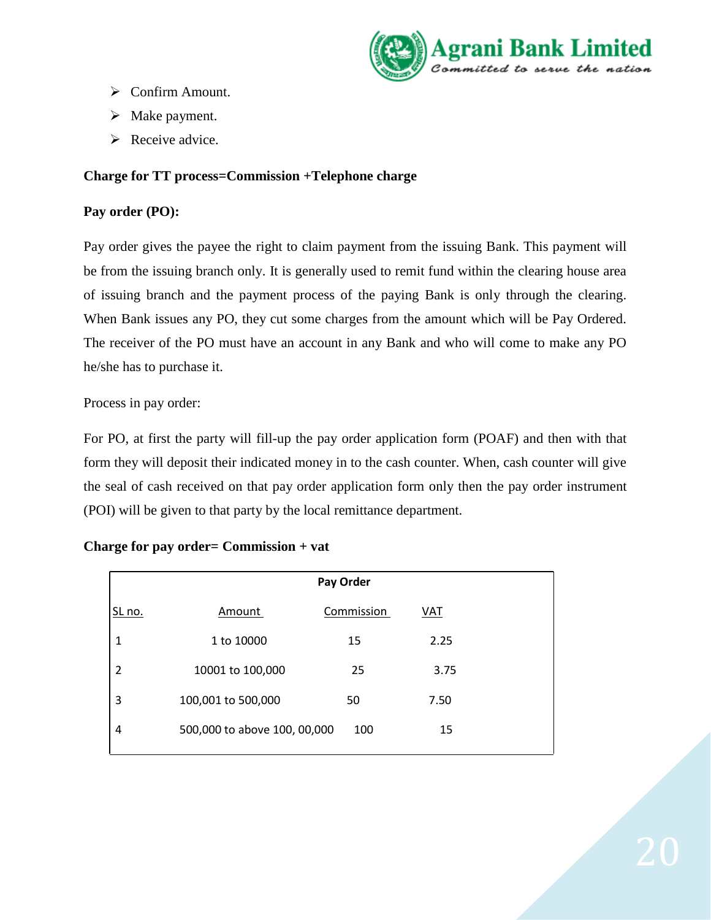- Confirm Amount.
- Make payment.
- Receive advice.

**Charge for TT process=Commission +Telephone charge**

**Pay order (PO):**

Pay order gives the payee the right to claim payment from the issuing Bank. This payment will be from the issuing branch only. It is generally used to remit fund within the clearing house area of issuing branch and the payment process of the paying Bank is only through the clearing. When Bank issues any PO, they cut some charges from the amount which will be Pay Ordered. The receiver of the PO must have an account in any Bank and who will come to make any PO he/she has to purchase it.

Process in pay order:

For PO, at first the party will fill-up the pay order application form (POAF) and then with that form they will deposit their indicated money in to the cash counter. When, cash counter will give the seal of cash received on that pay order application form only then the pay order instrument (POI) will be given to that party by the local remittance department.

**Charge for pay order= Commission + vat**

| Pay Order | | | |
|---|---|---|---|
| SL no. | Amount | Commission | VAT |
| 1 | 1 to 10000 | 15 | 2.25 |
| 2 | 10001 to 100,000 | 25 | 3.75 |
| 3 | 100,001 to 500,000 | 50 | 7.50 |
| 4 | 500,000 to above 100, 00,000 | 100 | 15 |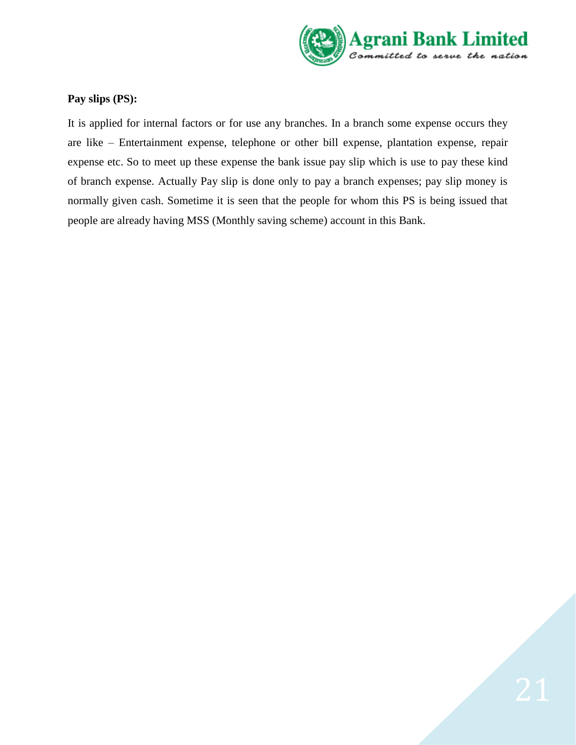**Pay slips (PS):**

It is applied for internal factors or for use any branches. In a branch some expense occurs they are like – Entertainment expense, telephone or other bill expense, plantation expense, repair expense etc. So to meet up these expense the bank issue pay slip which is use to pay these kind of branch expense. Actually Pay slip is done only to pay a branch expenses; pay slip money is normally given cash. Sometime it is seen that the people for whom this PS is being issued that people are already having MSS (Monthly saving scheme) account in this Bank.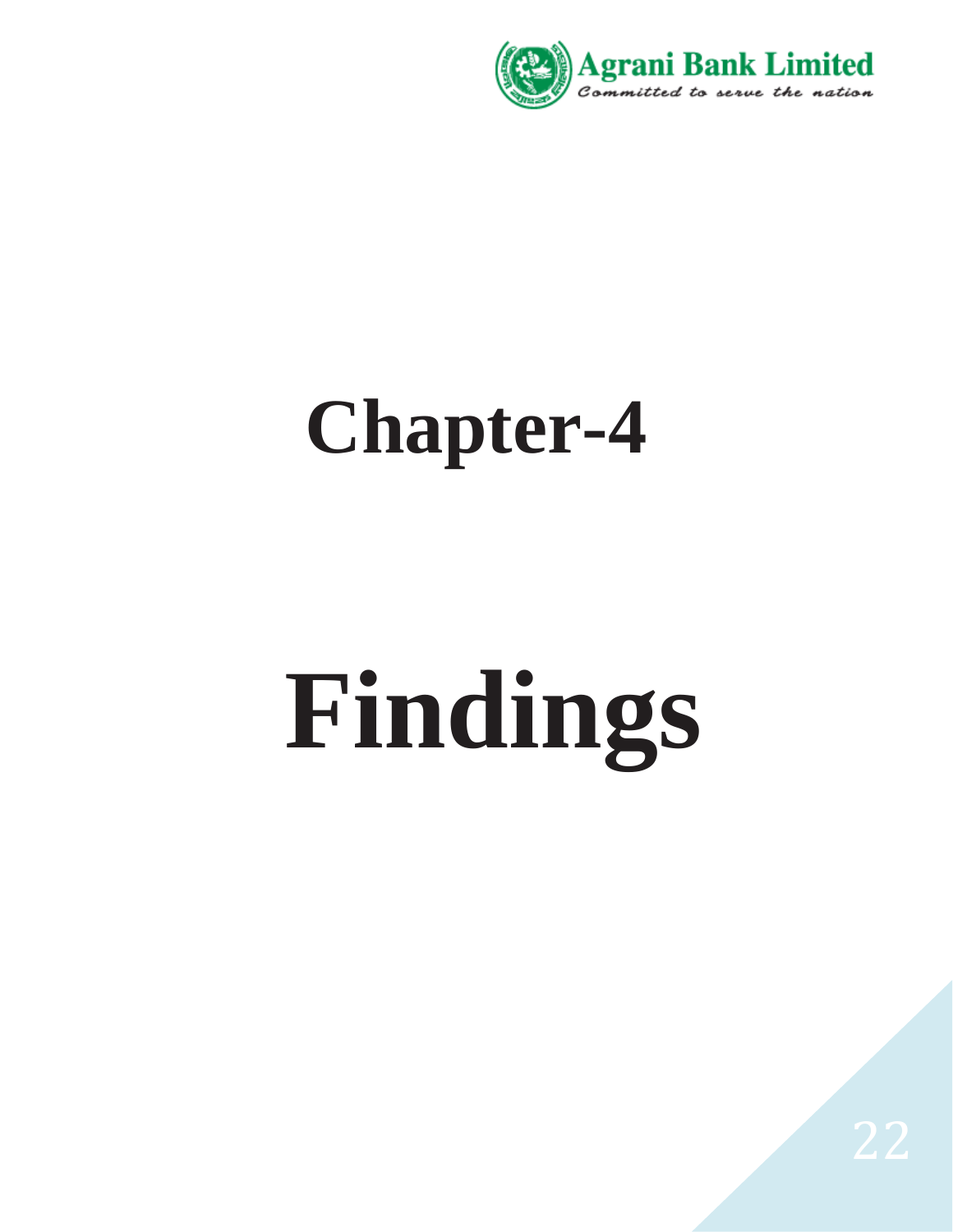# Chapter-4

# Findings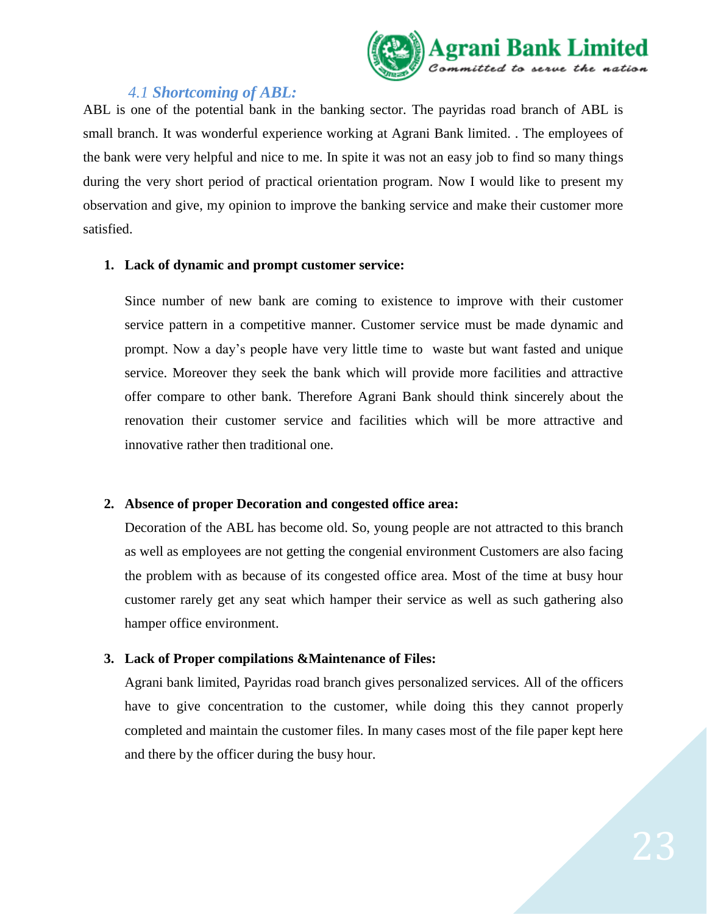### *4.1 Shortcoming of ABL:*

ABL is one of the potential bank in the banking sector. The payridas road branch of ABL is small branch. It was wonderful experience working at Agrani Bank limited. . The employees of the bank were very helpful and nice to me. In spite it was not an easy job to find so many things during the very short period of practical orientation program. Now I would like to present my observation and give, my opinion to improve the banking service and make their customer more satisfied.

1. **Lack of dynamic and prompt customer service:**

   Since number of new bank are coming to existence to improve with their customer service pattern in a competitive manner. Customer service must be made dynamic and prompt. Now a day's people have very little time to waste but want fasted and unique service. Moreover they seek the bank which will provide more facilities and attractive offer compare to other bank. Therefore Agrani Bank should think sincerely about the renovation their customer service and facilities which will be more attractive and innovative rather then traditional one.

2. **Absence of proper Decoration and congested office area:**

   Decoration of the ABL has become old. So, young people are not attracted to this branch as well as employees are not getting the congenial environment Customers are also facing the problem with as because of its congested office area. Most of the time at busy hour customer rarely get any seat which hamper their service as well as such gathering also hamper office environment.

3. **Lack of Proper compilations &Maintenance of Files:**

   Agrani bank limited, Payridas road branch gives personalized services. All of the officers have to give concentration to the customer, while doing this they cannot properly completed and maintain the customer files. In many cases most of the file paper kept here and there by the officer during the busy hour.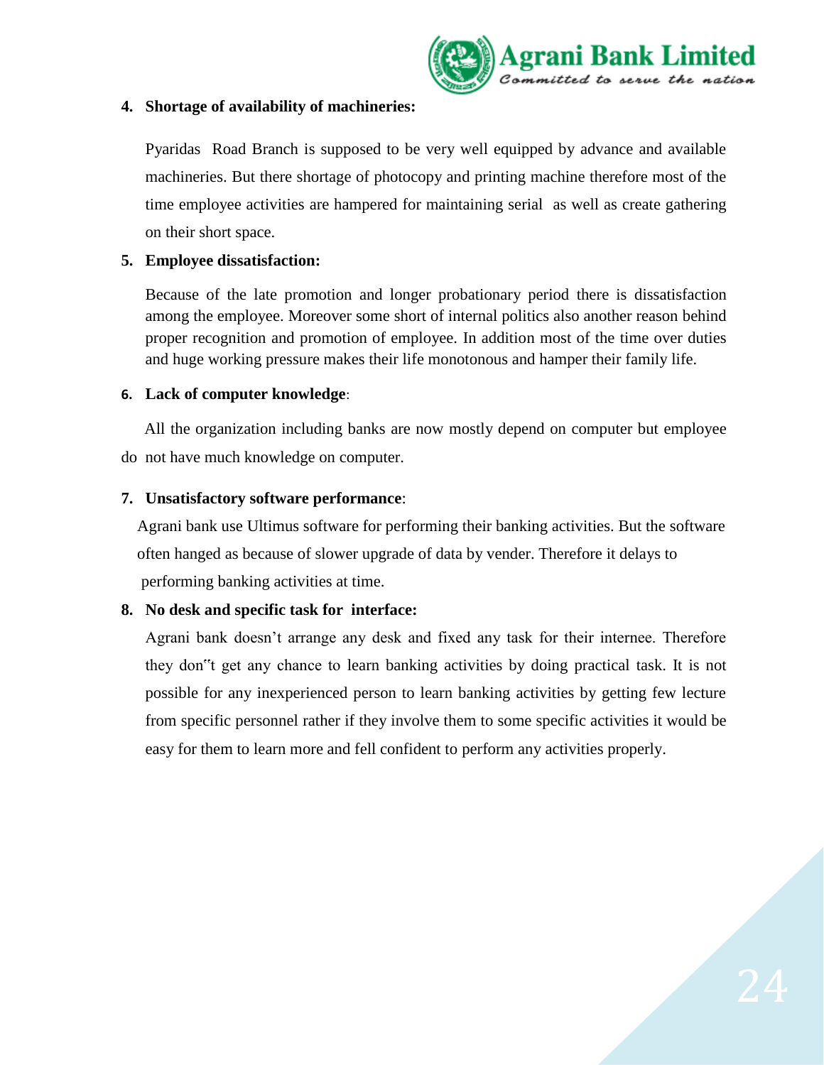4. **Shortage of availability of machineries:**

   Pyaridas Road Branch is supposed to be very well equipped by advance and available machineries. But there shortage of photocopy and printing machine therefore most of the time employee activities are hampered for maintaining serial as well as create gathering on their short space.

5. **Employee dissatisfaction:**

   Because of the late promotion and longer probationary period there is dissatisfaction among the employee. Moreover some short of internal politics also another reason behind proper recognition and promotion of employee. In addition most of the time over duties and huge working pressure makes their life monotonous and hamper their family life.

6. **Lack of computer knowledge**:

   All the organization including banks are now mostly depend on computer but employee do not have much knowledge on computer.

7. **Unsatisfactory software performance**:

   Agrani bank use Ultimus software for performing their banking activities. But the software often hanged as because of slower upgrade of data by vender. Therefore it delays to performing banking activities at time.

8. **No desk and specific task for interface:**

   Agrani bank doesn't arrange any desk and fixed any task for their internee. Therefore they don"t get any chance to learn banking activities by doing practical task. It is not possible for any inexperienced person to learn banking activities by getting few lecture from specific personnel rather if they involve them to some specific activities it would be easy for them to learn more and fell confident to perform any activities properly.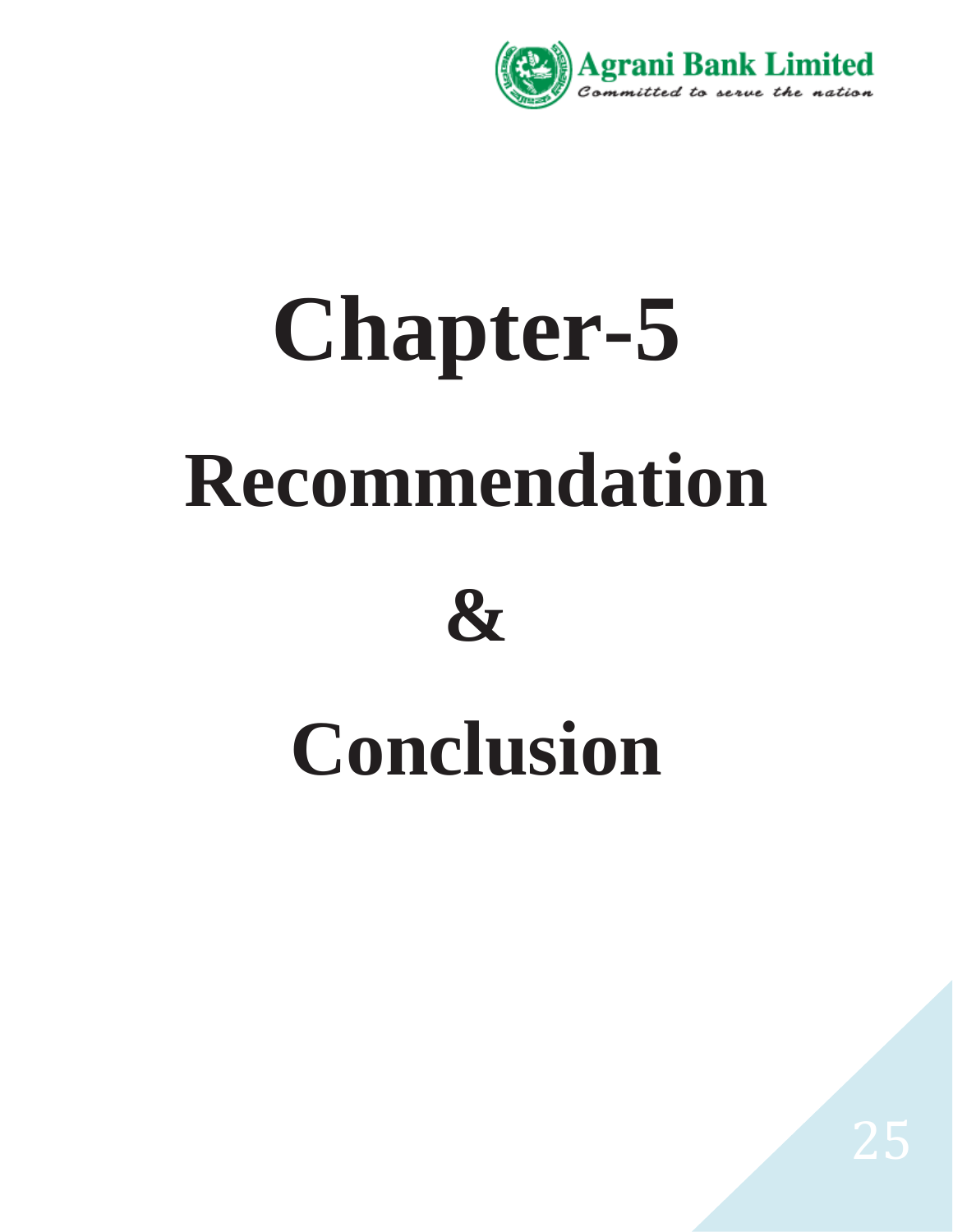# Chapter-5

# Recommendation

# &

# Conclusion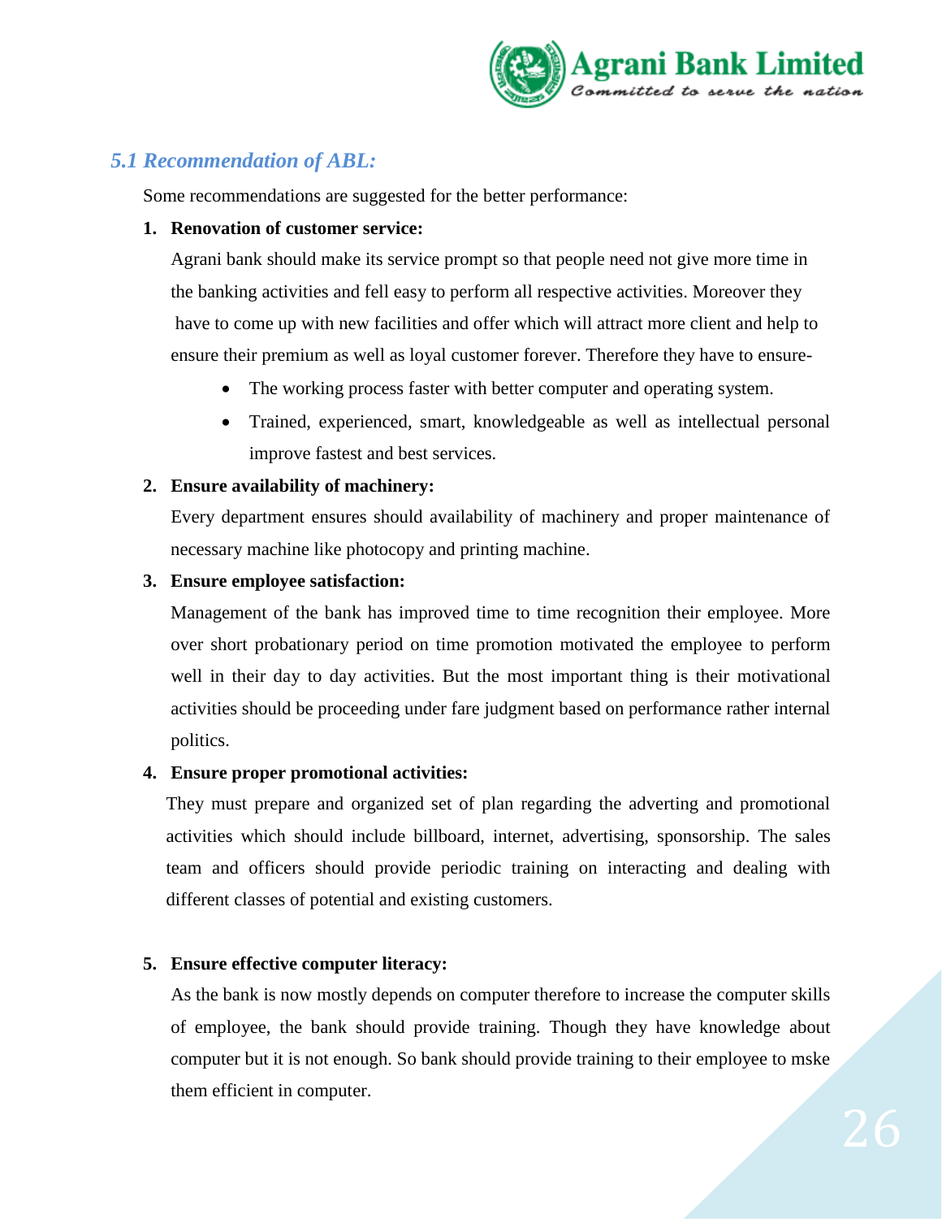## *5.1 Recommendation of ABL:*

Some recommendations are suggested for the better performance:

1. **Renovation of customer service:**

   Agrani bank should make its service prompt so that people need not give more time in the banking activities and fell easy to perform all respective activities. Moreover they have to come up with new facilities and offer which will attract more client and help to ensure their premium as well as loyal customer forever. Therefore they have to ensure-

   - The working process faster with better computer and operating system.
   - Trained, experienced, smart, knowledgeable as well as intellectual personal improve fastest and best services.

2. **Ensure availability of machinery:**

   Every department ensures should availability of machinery and proper maintenance of necessary machine like photocopy and printing machine.

3. **Ensure employee satisfaction:**

   Management of the bank has improved time to time recognition their employee. More over short probationary period on time promotion motivated the employee to perform well in their day to day activities. But the most important thing is their motivational activities should be proceeding under fare judgment based on performance rather internal politics.

4. **Ensure proper promotional activities:**

   They must prepare and organized set of plan regarding the adverting and promotional activities which should include billboard, internet, advertising, sponsorship. The sales team and officers should provide periodic training on interacting and dealing with different classes of potential and existing customers.

5. **Ensure effective computer literacy:**

   As the bank is now mostly depends on computer therefore to increase the computer skills of employee, the bank should provide training. Though they have knowledge about computer but it is not enough. So bank should provide training to their employee to mske them efficient in computer.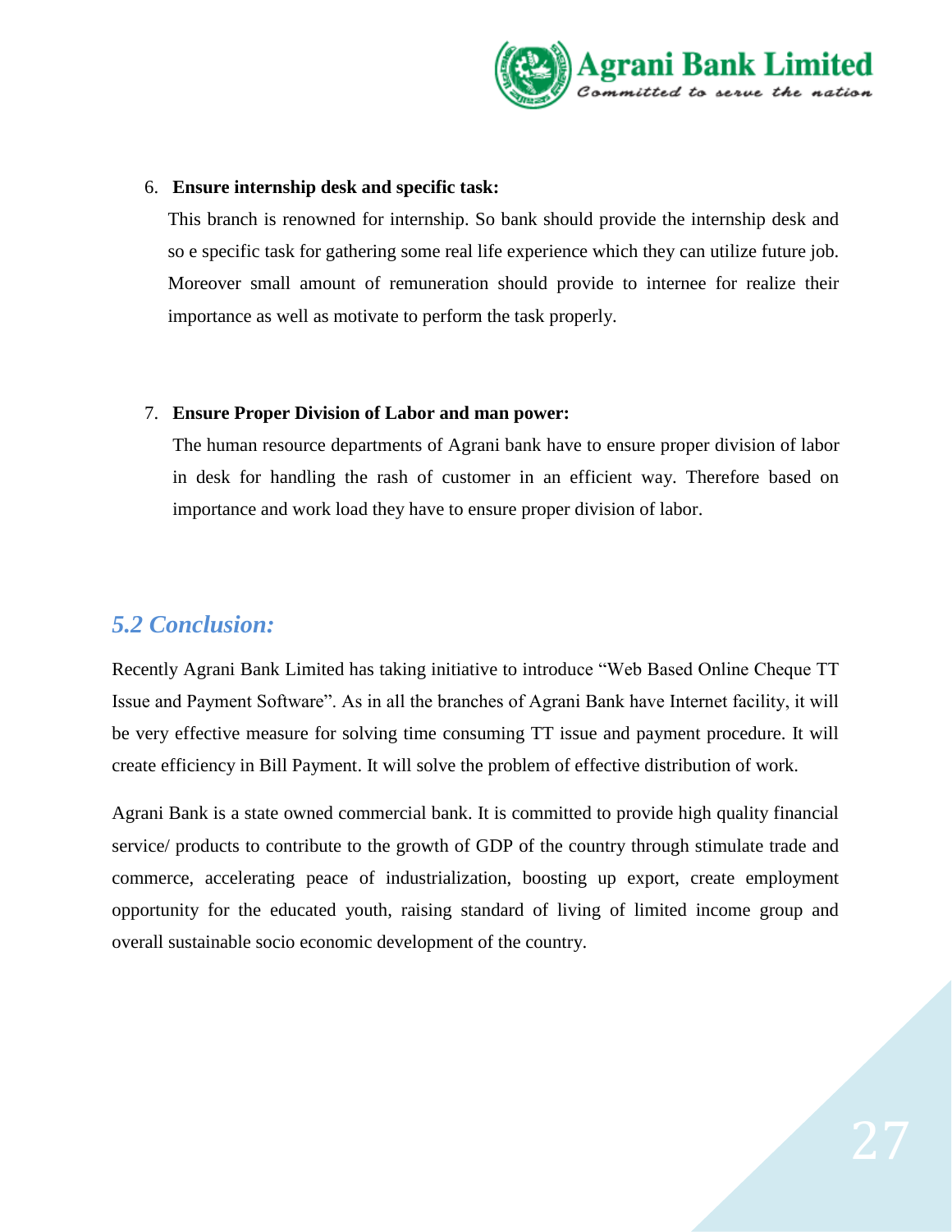6. **Ensure internship desk and specific task:**

   This branch is renowned for internship. So bank should provide the internship desk and so e specific task for gathering some real life experience which they can utilize future job. Moreover small amount of remuneration should provide to internee for realize their importance as well as motivate to perform the task properly.

7. **Ensure Proper Division of Labor and man power:**

   The human resource departments of Agrani bank have to ensure proper division of labor in desk for handling the rash of customer in an efficient way. Therefore based on importance and work load they have to ensure proper division of labor.

## *5.2 Conclusion:*

Recently Agrani Bank Limited has taking initiative to introduce "Web Based Online Cheque TT Issue and Payment Software". As in all the branches of Agrani Bank have Internet facility, it will be very effective measure for solving time consuming TT issue and payment procedure. It will create efficiency in Bill Payment. It will solve the problem of effective distribution of work.

Agrani Bank is a state owned commercial bank. It is committed to provide high quality financial service/ products to contribute to the growth of GDP of the country through stimulate trade and commerce, accelerating peace of industrialization, boosting up export, create employment opportunity for the educated youth, raising standard of living of limited income group and overall sustainable socio economic development of the country.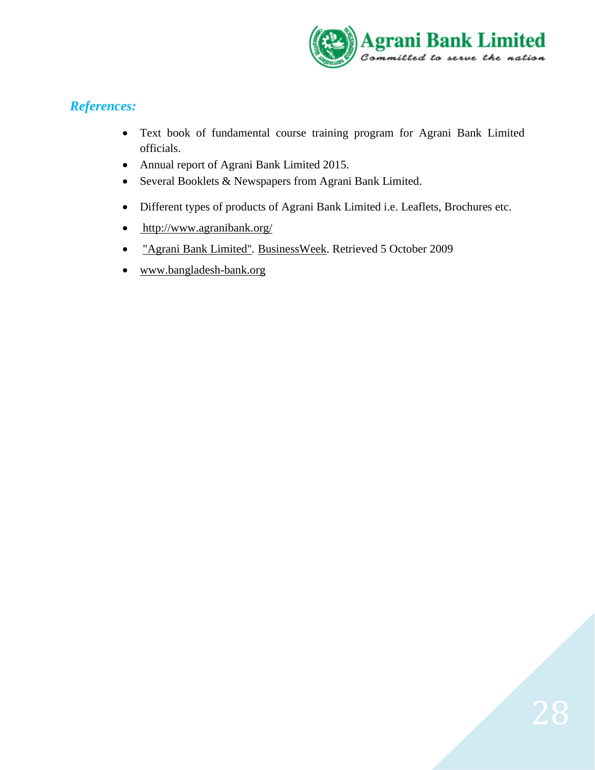## *References:*

- Text book of fundamental course training program for Agrani Bank Limited officials.
- Annual report of Agrani Bank Limited 2015.
- Several Booklets & Newspapers from Agrani Bank Limited.
- Different types of products of Agrani Bank Limited i.e. Leaflets, Brochures etc.
- http://www.agranibank.org/
- "Agrani Bank Limited". BusinessWeek. Retrieved 5 October 2009
- www.bangladesh-bank.org